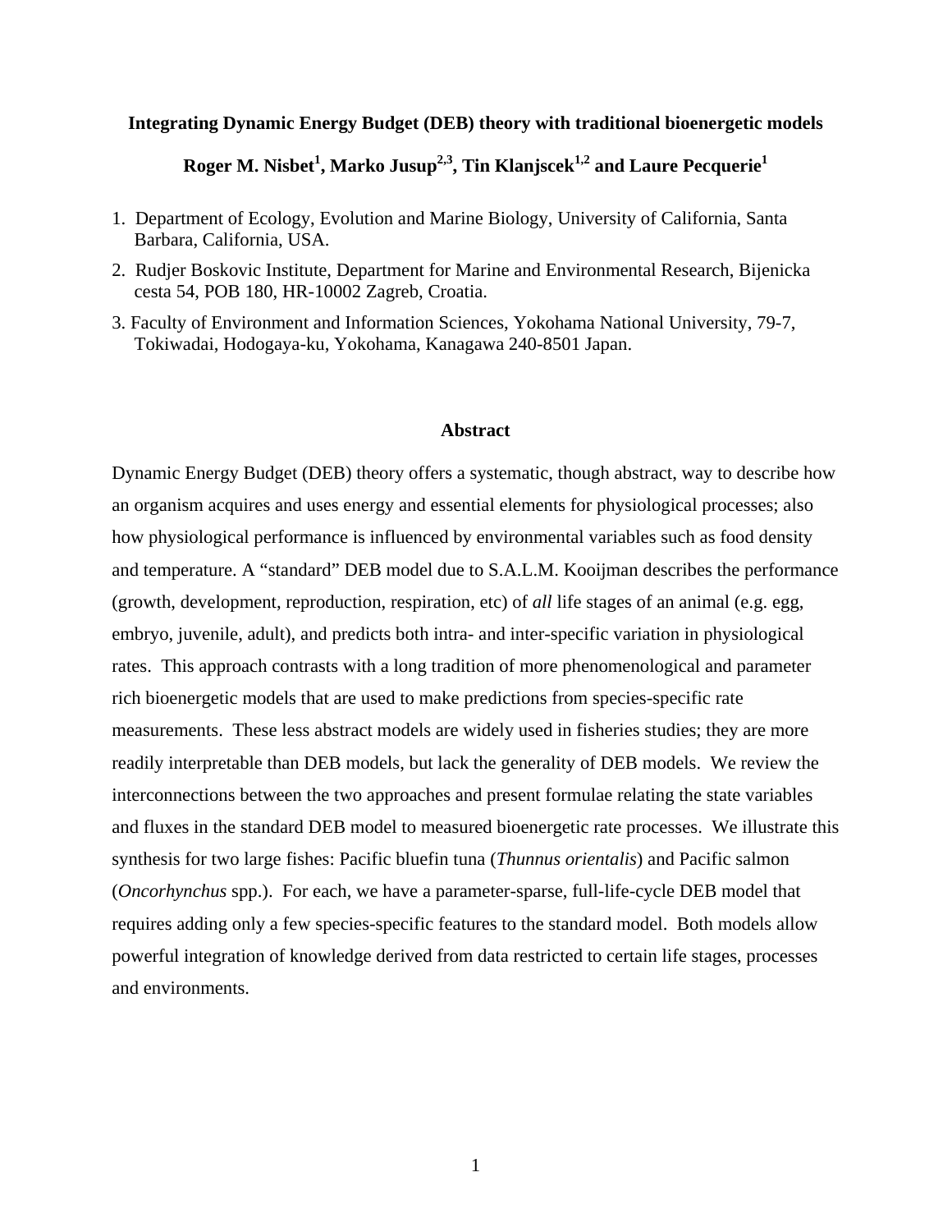# Integrating Dynamic Energy Budget (DEB) theory with traditional bioenergetic models

**Roger M. Nisbet[1], Marko Jusup[2,3], Tin Klanjscek[1,2] and Laure Pecquerie[1]**

1. Department of Ecology, Evolution and Marine Biology, University of California, Santa Barbara, California, USA.
2. Rudjer Boskovic Institute, Department for Marine and Environmental Research, Bijenicka cesta 54, POB 180, HR-10002 Zagreb, Croatia.
3. Faculty of Environment and Information Sciences, Yokohama National University, 79-7, Tokiwadai, Hodogaya-ku, Yokohama, Kanagawa 240-8501 Japan.

## Abstract

Dynamic Energy Budget (DEB) theory offers a systematic, though abstract, way to describe how an organism acquires and uses energy and essential elements for physiological processes; also how physiological performance is influenced by environmental variables such as food density and temperature. A "standard" DEB model due to S.A.L.M. Kooijman describes the performance (growth, development, reproduction, respiration, etc) of *all* life stages of an animal (e.g. egg, embryo, juvenile, adult), and predicts both intra- and inter-specific variation in physiological rates. This approach contrasts with a long tradition of more phenomenological and parameter rich bioenergetic models that are used to make predictions from species-specific rate measurements. These less abstract models are widely used in fisheries studies; they are more readily interpretable than DEB models, but lack the generality of DEB models. We review the interconnections between the two approaches and present formulae relating the state variables and fluxes in the standard DEB model to measured bioenergetic rate processes. We illustrate this synthesis for two large fishes: Pacific bluefin tuna (*Thunnus orientalis*) and Pacific salmon (*Oncorhynchus* spp.). For each, we have a parameter-sparse, full-life-cycle DEB model that requires adding only a few species-specific features to the standard model. Both models allow powerful integration of knowledge derived from data restricted to certain life stages, processes and environments.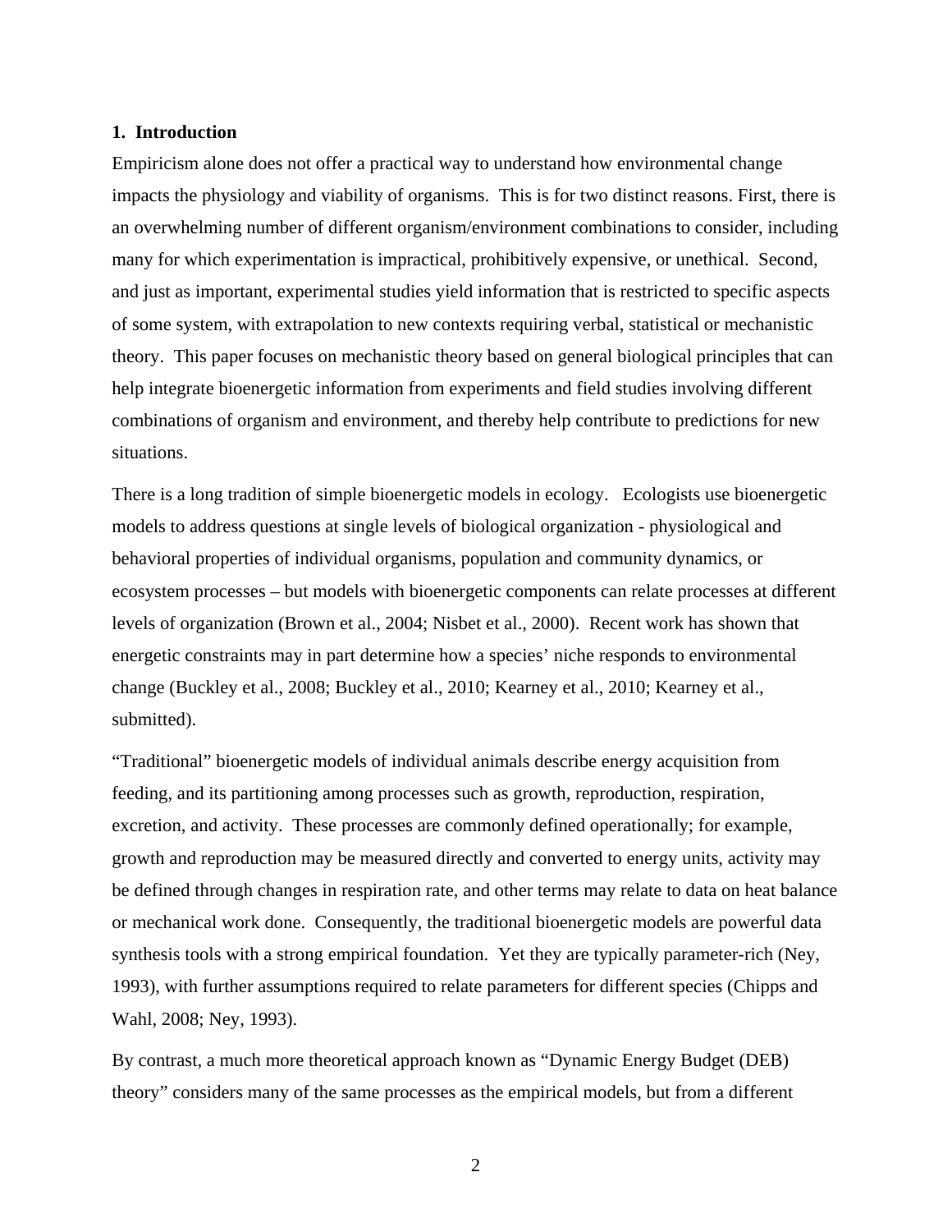## 1. Introduction

Empiricism alone does not offer a practical way to understand how environmental change impacts the physiology and viability of organisms. This is for two distinct reasons. First, there is an overwhelming number of different organism/environment combinations to consider, including many for which experimentation is impractical, prohibitively expensive, or unethical. Second, and just as important, experimental studies yield information that is restricted to specific aspects of some system, with extrapolation to new contexts requiring verbal, statistical or mechanistic theory. This paper focuses on mechanistic theory based on general biological principles that can help integrate bioenergetic information from experiments and field studies involving different combinations of organism and environment, and thereby help contribute to predictions for new situations.

There is a long tradition of simple bioenergetic models in ecology. Ecologists use bioenergetic models to address questions at single levels of biological organization - physiological and behavioral properties of individual organisms, population and community dynamics, or ecosystem processes – but models with bioenergetic components can relate processes at different levels of organization (Brown et al., 2004; Nisbet et al., 2000). Recent work has shown that energetic constraints may in part determine how a species' niche responds to environmental change (Buckley et al., 2008; Buckley et al., 2010; Kearney et al., 2010; Kearney et al., submitted).

"Traditional" bioenergetic models of individual animals describe energy acquisition from feeding, and its partitioning among processes such as growth, reproduction, respiration, excretion, and activity. These processes are commonly defined operationally; for example, growth and reproduction may be measured directly and converted to energy units, activity may be defined through changes in respiration rate, and other terms may relate to data on heat balance or mechanical work done. Consequently, the traditional bioenergetic models are powerful data synthesis tools with a strong empirical foundation. Yet they are typically parameter-rich (Ney, 1993), with further assumptions required to relate parameters for different species (Chipps and Wahl, 2008; Ney, 1993).

By contrast, a much more theoretical approach known as "Dynamic Energy Budget (DEB) theory" considers many of the same processes as the empirical models, but from a different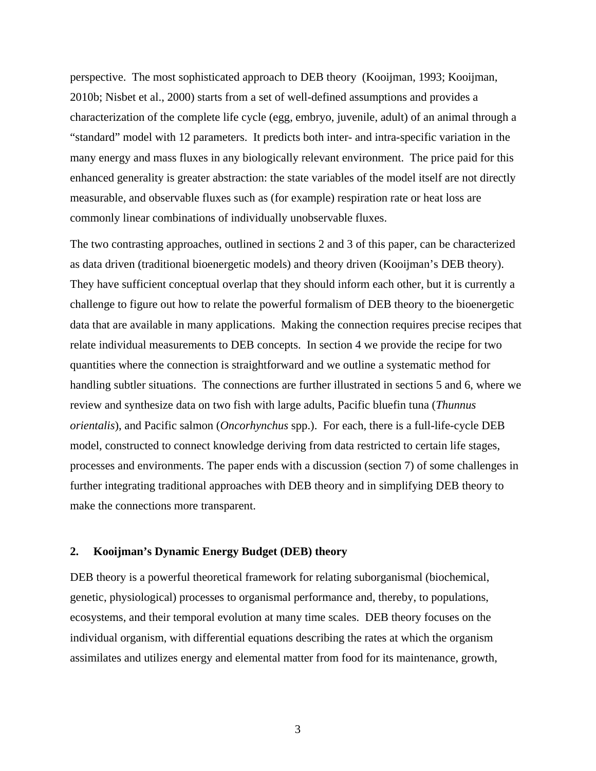perspective. The most sophisticated approach to DEB theory (Kooijman, 1993; Kooijman, 2010b; Nisbet et al., 2000) starts from a set of well-defined assumptions and provides a characterization of the complete life cycle (egg, embryo, juvenile, adult) of an animal through a "standard" model with 12 parameters. It predicts both inter- and intra-specific variation in the many energy and mass fluxes in any biologically relevant environment. The price paid for this enhanced generality is greater abstraction: the state variables of the model itself are not directly measurable, and observable fluxes such as (for example) respiration rate or heat loss are commonly linear combinations of individually unobservable fluxes.

The two contrasting approaches, outlined in sections 2 and 3 of this paper, can be characterized as data driven (traditional bioenergetic models) and theory driven (Kooijman's DEB theory). They have sufficient conceptual overlap that they should inform each other, but it is currently a challenge to figure out how to relate the powerful formalism of DEB theory to the bioenergetic data that are available in many applications. Making the connection requires precise recipes that relate individual measurements to DEB concepts. In section 4 we provide the recipe for two quantities where the connection is straightforward and we outline a systematic method for handling subtler situations. The connections are further illustrated in sections 5 and 6, where we review and synthesize data on two fish with large adults, Pacific bluefin tuna (*Thunnus orientalis*), and Pacific salmon (*Oncorhynchus* spp.). For each, there is a full-life-cycle DEB model, constructed to connect knowledge deriving from data restricted to certain life stages, processes and environments. The paper ends with a discussion (section 7) of some challenges in further integrating traditional approaches with DEB theory and in simplifying DEB theory to make the connections more transparent.

## 2. Kooijman's Dynamic Energy Budget (DEB) theory

DEB theory is a powerful theoretical framework for relating suborganismal (biochemical, genetic, physiological) processes to organismal performance and, thereby, to populations, ecosystems, and their temporal evolution at many time scales. DEB theory focuses on the individual organism, with differential equations describing the rates at which the organism assimilates and utilizes energy and elemental matter from food for its maintenance, growth,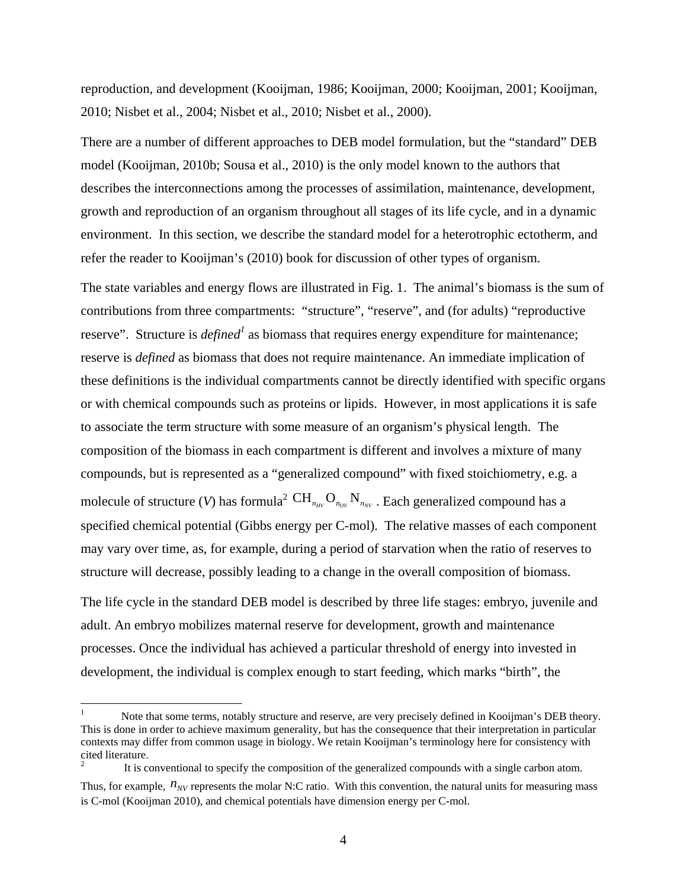reproduction, and development (Kooijman, 1986; Kooijman, 2000; Kooijman, 2001; Kooijman, 2010; Nisbet et al., 2004; Nisbet et al., 2010; Nisbet et al., 2000).

There are a number of different approaches to DEB model formulation, but the "standard" DEB model (Kooijman, 2010b; Sousa et al., 2010) is the only model known to the authors that describes the interconnections among the processes of assimilation, maintenance, development, growth and reproduction of an organism throughout all stages of its life cycle, and in a dynamic environment. In this section, we describe the standard model for a heterotrophic ectotherm, and refer the reader to Kooijman's (2010) book for discussion of other types of organism.

The state variables and energy flows are illustrated in Fig. 1. The animal's biomass is the sum of contributions from three compartments: "structure", "reserve", and (for adults) "reproductive reserve". Structure is *defined*[1] as biomass that requires energy expenditure for maintenance; reserve is *defined* as biomass that does not require maintenance. An immediate implication of these definitions is the individual compartments cannot be directly identified with specific organs or with chemical compounds such as proteins or lipids. However, in most applications it is safe to associate the term structure with some measure of an organism's physical length. The composition of the biomass in each compartment is different and involves a mixture of many compounds, but is represented as a "generalized compound" with fixed stoichiometry, e.g. a molecule of structure (*V*) has formula[2] $CH_{n_{HV}}O_{n_{OV}}N_{n_{NV}}$ . Each generalized compound has a specified chemical potential (Gibbs energy per C-mol). The relative masses of each component may vary over time, as, for example, during a period of starvation when the ratio of reserves to structure will decrease, possibly leading to a change in the overall composition of biomass.

The life cycle in the standard DEB model is described by three life stages: embryo, juvenile and adult. An embryo mobilizes maternal reserve for development, growth and maintenance processes. Once the individual has achieved a particular threshold of energy into invested in development, the individual is complex enough to start feeding, which marks "birth", the

---

[1] Note that some terms, notably structure and reserve, are very precisely defined in Kooijman's DEB theory. This is done in order to achieve maximum generality, but has the consequence that their interpretation in particular contexts may differ from common usage in biology. We retain Kooijman's terminology here for consistency with cited literature.

[2] It is conventional to specify the composition of the generalized compounds with a single carbon atom. Thus, for example, $n_{NV}$ represents the molar N:C ratio. With this convention, the natural units for measuring mass is C-mol (Kooijman 2010), and chemical potentials have dimension energy per C-mol.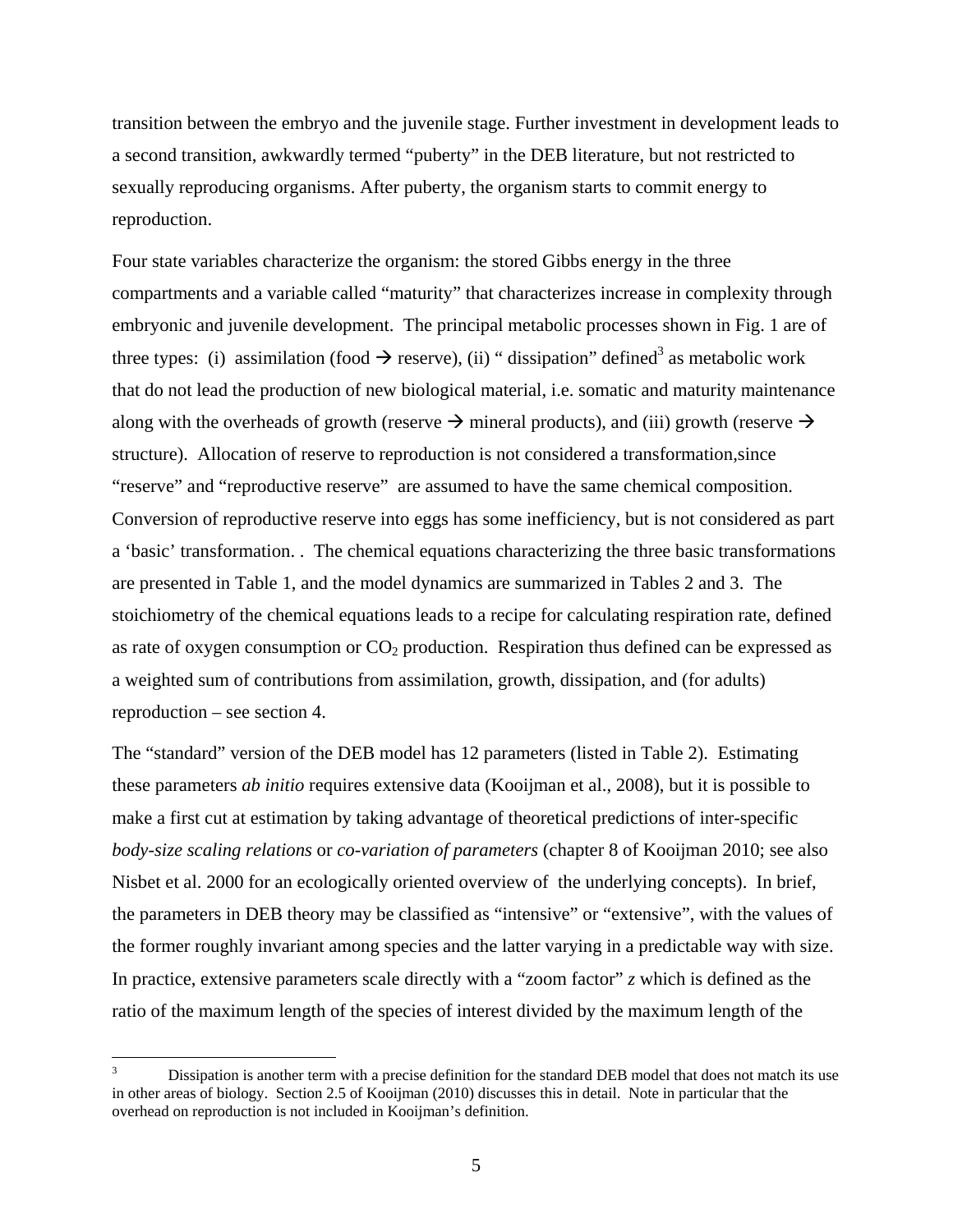transition between the embryo and the juvenile stage. Further investment in development leads to a second transition, awkwardly termed "puberty" in the DEB literature, but not restricted to sexually reproducing organisms. After puberty, the organism starts to commit energy to reproduction.

Four state variables characterize the organism: the stored Gibbs energy in the three compartments and a variable called "maturity" that characterizes increase in complexity through embryonic and juvenile development. The principal metabolic processes shown in Fig. 1 are of three types: (i) assimilation (food → reserve), (ii) " dissipation" defined[3] as metabolic work that do not lead the production of new biological material, i.e. somatic and maturity maintenance along with the overheads of growth (reserve → mineral products), and (iii) growth (reserve → structure). Allocation of reserve to reproduction is not considered a transformation,since "reserve" and "reproductive reserve" are assumed to have the same chemical composition. Conversion of reproductive reserve into eggs has some inefficiency, but is not considered as part a 'basic' transformation. . The chemical equations characterizing the three basic transformations are presented in Table 1, and the model dynamics are summarized in Tables 2 and 3. The stoichiometry of the chemical equations leads to a recipe for calculating respiration rate, defined as rate of oxygen consumption or $CO_2$ production. Respiration thus defined can be expressed as a weighted sum of contributions from assimilation, growth, dissipation, and (for adults) reproduction – see section 4.

The "standard" version of the DEB model has 12 parameters (listed in Table 2). Estimating these parameters *ab initio* requires extensive data (Kooijman et al., 2008), but it is possible to make a first cut at estimation by taking advantage of theoretical predictions of inter-specific *body-size scaling relations* or *co-variation of parameters* (chapter 8 of Kooijman 2010; see also Nisbet et al. 2000 for an ecologically oriented overview of the underlying concepts). In brief, the parameters in DEB theory may be classified as "intensive" or "extensive", with the values of the former roughly invariant among species and the latter varying in a predictable way with size. In practice, extensive parameters scale directly with a "zoom factor" *z* which is defined as the ratio of the maximum length of the species of interest divided by the maximum length of the

[3] Dissipation is another term with a precise definition for the standard DEB model that does not match its use in other areas of biology. Section 2.5 of Kooijman (2010) discusses this in detail. Note in particular that the overhead on reproduction is not included in Kooijman's definition.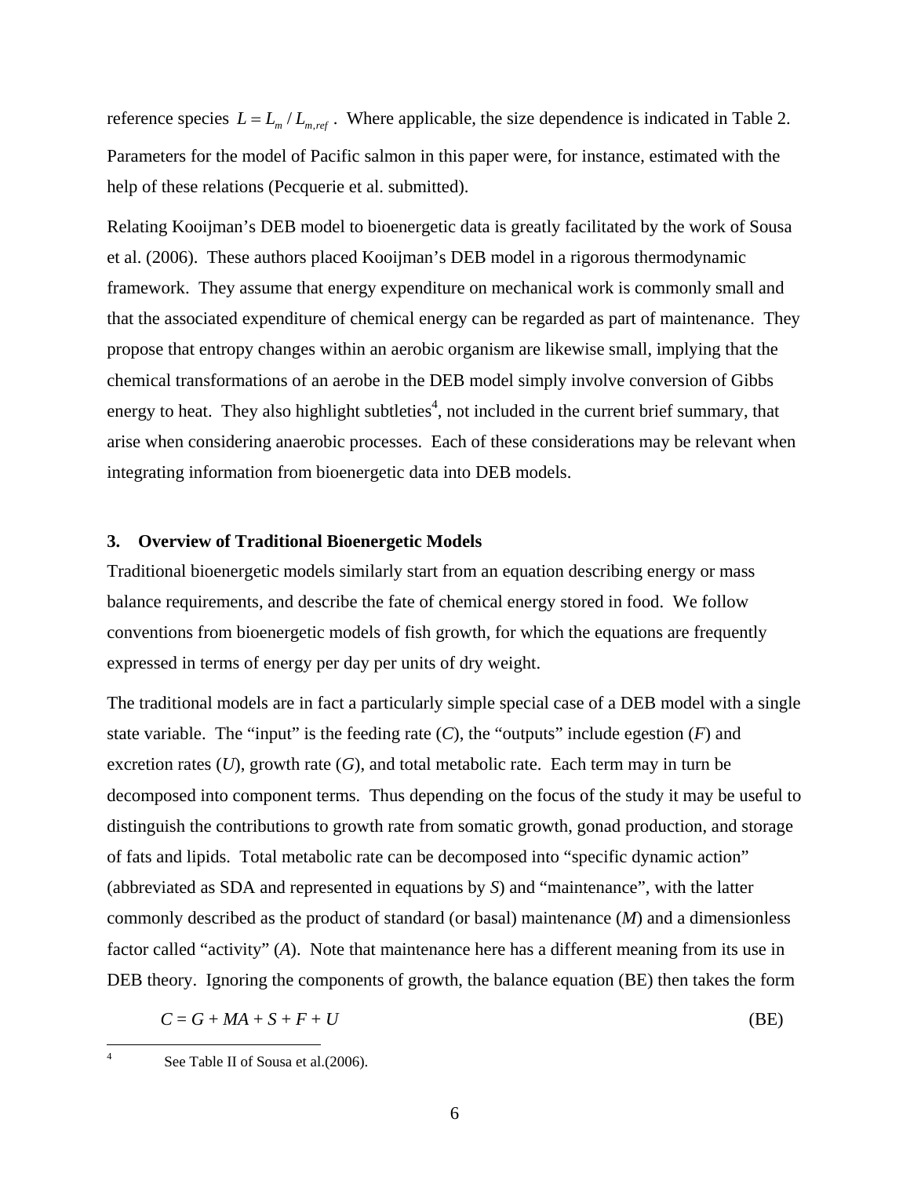reference species $L = L_m / L_{m,ref}$. Where applicable, the size dependence is indicated in Table 2. Parameters for the model of Pacific salmon in this paper were, for instance, estimated with the help of these relations (Pecquerie et al. submitted).

Relating Kooijman's DEB model to bioenergetic data is greatly facilitated by the work of Sousa et al. (2006). These authors placed Kooijman's DEB model in a rigorous thermodynamic framework. They assume that energy expenditure on mechanical work is commonly small and that the associated expenditure of chemical energy can be regarded as part of maintenance. They propose that entropy changes within an aerobic organism are likewise small, implying that the chemical transformations of an aerobe in the DEB model simply involve conversion of Gibbs energy to heat. They also highlight subtleties[4], not included in the current brief summary, that arise when considering anaerobic processes. Each of these considerations may be relevant when integrating information from bioenergetic data into DEB models.

## 3. Overview of Traditional Bioenergetic Models

Traditional bioenergetic models similarly start from an equation describing energy or mass balance requirements, and describe the fate of chemical energy stored in food. We follow conventions from bioenergetic models of fish growth, for which the equations are frequently expressed in terms of energy per day per units of dry weight.

The traditional models are in fact a particularly simple special case of a DEB model with a single state variable. The "input" is the feeding rate ($C$), the "outputs" include egestion ($F$) and excretion rates ($U$), growth rate ($G$), and total metabolic rate. Each term may in turn be decomposed into component terms. Thus depending on the focus of the study it may be useful to distinguish the contributions to growth rate from somatic growth, gonad production, and storage of fats and lipids. Total metabolic rate can be decomposed into "specific dynamic action" (abbreviated as SDA and represented in equations by $S$) and "maintenance", with the latter commonly described as the product of standard (or basal) maintenance ($M$) and a dimensionless factor called "activity" ($A$). Note that maintenance here has a different meaning from its use in DEB theory. Ignoring the components of growth, the balance equation (BE) then takes the form

$$C = G + MA + S + F + U \qquad \text{(BE)}$$

[4] See Table II of Sousa et al.(2006).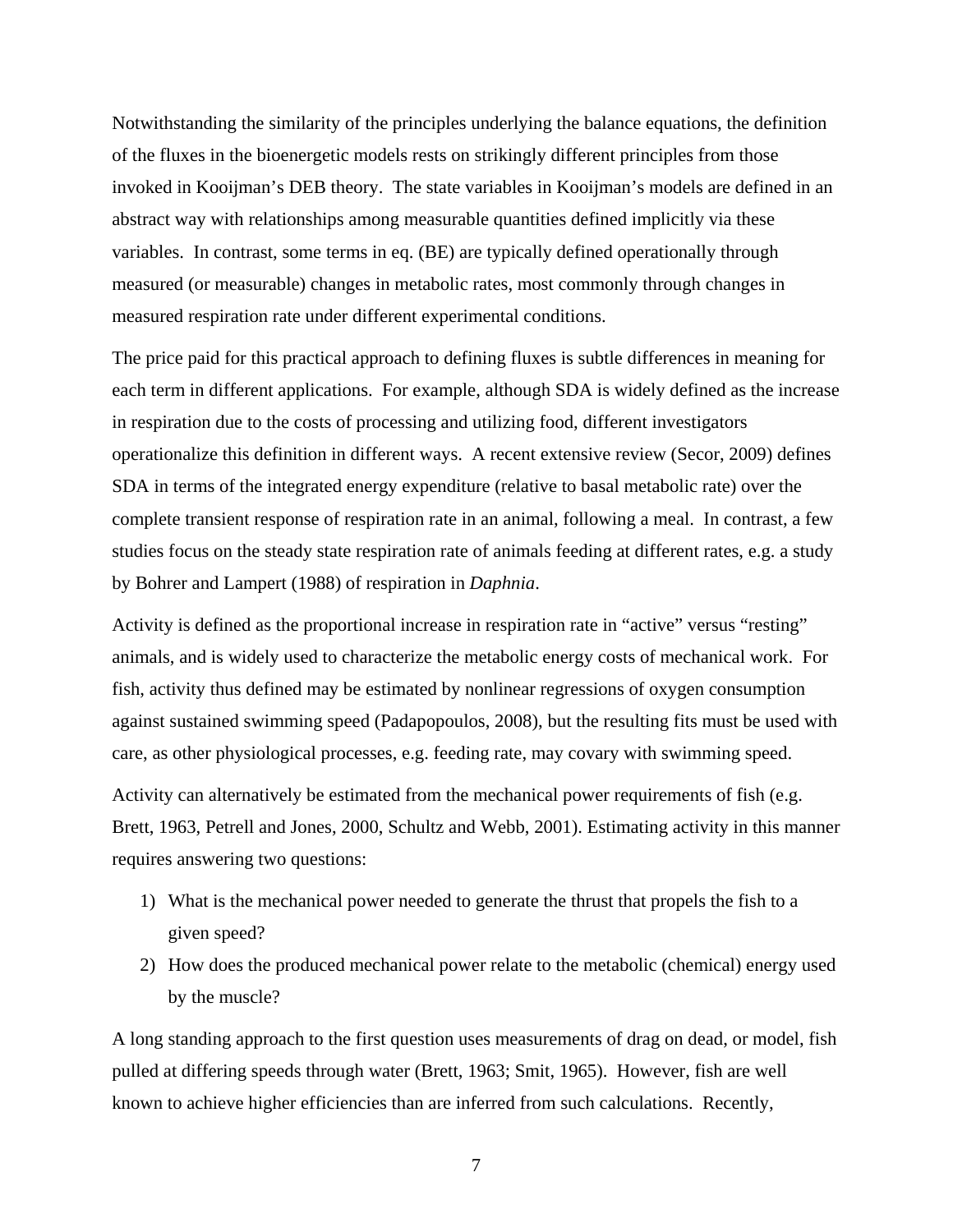Notwithstanding the similarity of the principles underlying the balance equations, the definition of the fluxes in the bioenergetic models rests on strikingly different principles from those invoked in Kooijman's DEB theory. The state variables in Kooijman's models are defined in an abstract way with relationships among measurable quantities defined implicitly via these variables. In contrast, some terms in eq. (BE) are typically defined operationally through measured (or measurable) changes in metabolic rates, most commonly through changes in measured respiration rate under different experimental conditions.

The price paid for this practical approach to defining fluxes is subtle differences in meaning for each term in different applications. For example, although SDA is widely defined as the increase in respiration due to the costs of processing and utilizing food, different investigators operationalize this definition in different ways. A recent extensive review (Secor, 2009) defines SDA in terms of the integrated energy expenditure (relative to basal metabolic rate) over the complete transient response of respiration rate in an animal, following a meal. In contrast, a few studies focus on the steady state respiration rate of animals feeding at different rates, e.g. a study by Bohrer and Lampert (1988) of respiration in *Daphnia*.

Activity is defined as the proportional increase in respiration rate in "active" versus "resting" animals, and is widely used to characterize the metabolic energy costs of mechanical work. For fish, activity thus defined may be estimated by nonlinear regressions of oxygen consumption against sustained swimming speed (Padapopoulos, 2008), but the resulting fits must be used with care, as other physiological processes, e.g. feeding rate, may covary with swimming speed.

Activity can alternatively be estimated from the mechanical power requirements of fish (e.g. Brett, 1963, Petrell and Jones, 2000, Schultz and Webb, 2001). Estimating activity in this manner requires answering two questions:

1) What is the mechanical power needed to generate the thrust that propels the fish to a given speed?
2) How does the produced mechanical power relate to the metabolic (chemical) energy used by the muscle?

A long standing approach to the first question uses measurements of drag on dead, or model, fish pulled at differing speeds through water (Brett, 1963; Smit, 1965). However, fish are well known to achieve higher efficiencies than are inferred from such calculations. Recently,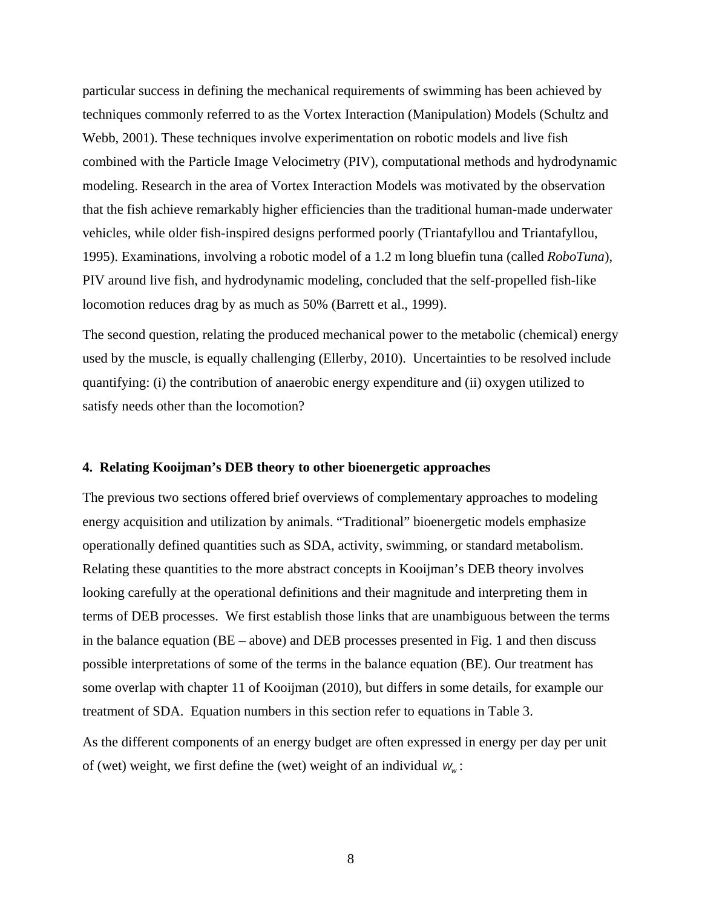particular success in defining the mechanical requirements of swimming has been achieved by techniques commonly referred to as the Vortex Interaction (Manipulation) Models (Schultz and Webb, 2001). These techniques involve experimentation on robotic models and live fish combined with the Particle Image Velocimetry (PIV), computational methods and hydrodynamic modeling. Research in the area of Vortex Interaction Models was motivated by the observation that the fish achieve remarkably higher efficiencies than the traditional human-made underwater vehicles, while older fish-inspired designs performed poorly (Triantafyllou and Triantafyllou, 1995). Examinations, involving a robotic model of a 1.2 m long bluefin tuna (called *RoboTuna*), PIV around live fish, and hydrodynamic modeling, concluded that the self-propelled fish-like locomotion reduces drag by as much as 50% (Barrett et al., 1999).

The second question, relating the produced mechanical power to the metabolic (chemical) energy used by the muscle, is equally challenging (Ellerby, 2010). Uncertainties to be resolved include quantifying: (i) the contribution of anaerobic energy expenditure and (ii) oxygen utilized to satisfy needs other than the locomotion?

## 4. Relating Kooijman's DEB theory to other bioenergetic approaches

The previous two sections offered brief overviews of complementary approaches to modeling energy acquisition and utilization by animals. "Traditional" bioenergetic models emphasize operationally defined quantities such as SDA, activity, swimming, or standard metabolism. Relating these quantities to the more abstract concepts in Kooijman's DEB theory involves looking carefully at the operational definitions and their magnitude and interpreting them in terms of DEB processes. We first establish those links that are unambiguous between the terms in the balance equation (BE – above) and DEB processes presented in Fig. 1 and then discuss possible interpretations of some of the terms in the balance equation (BE). Our treatment has some overlap with chapter 11 of Kooijman (2010), but differs in some details, for example our treatment of SDA. Equation numbers in this section refer to equations in Table 3.

As the different components of an energy budget are often expressed in energy per day per unit of (wet) weight, we first define the (wet) weight of an individual $W_w$: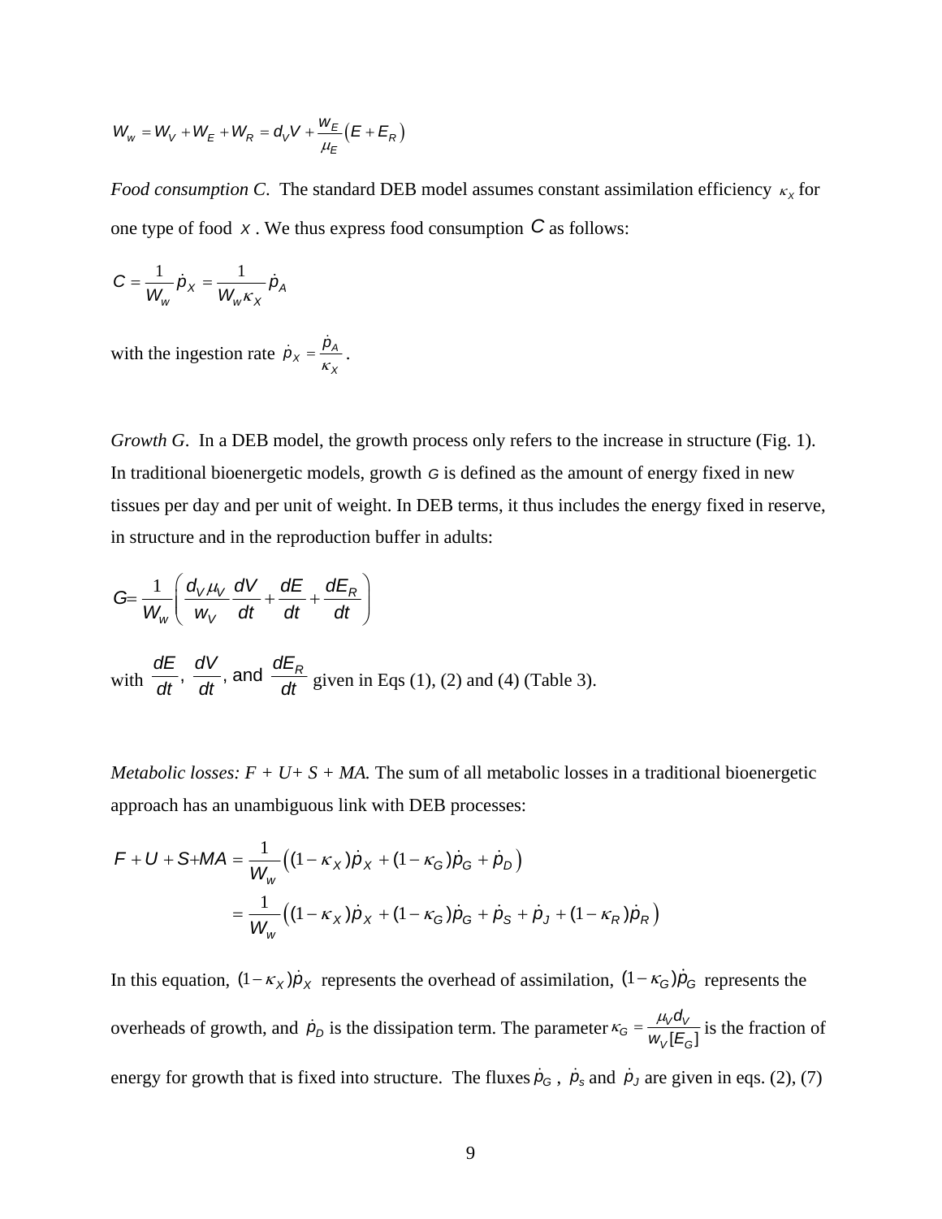$$W_w = W_V + W_E + W_R = d_V V + \frac{w_E}{\mu_E}\left(E + E_R\right)$$

*Food consumption C*. The standard DEB model assumes constant assimilation efficiency $\kappa_X$ for one type of food $X$. We thus express food consumption $C$ as follows:

$$C = \frac{1}{W_w}\dot{p}_X = \frac{1}{W_w \kappa_X}\dot{p}_A$$

with the ingestion rate $\dot{p}_X = \frac{\dot{p}_A}{\kappa_X}$.

*Growth G*. In a DEB model, the growth process only refers to the increase in structure (Fig. 1). In traditional bioenergetic models, growth $G$ is defined as the amount of energy fixed in new tissues per day and per unit of weight. In DEB terms, it thus includes the energy fixed in reserve, in structure and in the reproduction buffer in adults:

$$G = \frac{1}{W_w}\left(\frac{d_V \mu_V}{w_V}\frac{dV}{dt} + \frac{dE}{dt} + \frac{dE_R}{dt}\right)$$

with $\frac{dE}{dt}$, $\frac{dV}{dt}$, and $\frac{dE_R}{dt}$ given in Eqs (1), (2) and (4) (Table 3).

*Metabolic losses: F + U+ S + MA.* The sum of all metabolic losses in a traditional bioenergetic approach has an unambiguous link with DEB processes:

$$F + U + S + MA = \frac{1}{W_w}\left((1-\kappa_X)\dot{p}_X + (1-\kappa_G)\dot{p}_G + \dot{p}_D\right)$$

$$= \frac{1}{W_w}\left((1-\kappa_X)\dot{p}_X + (1-\kappa_G)\dot{p}_G + \dot{p}_S + \dot{p}_J + (1-\kappa_R)\dot{p}_R\right)$$

In this equation, $(1-\kappa_X)\dot{p}_X$ represents the overhead of assimilation, $(1-\kappa_G)\dot{p}_G$ represents the overheads of growth, and $\dot{p}_D$ is the dissipation term. The parameter $\kappa_G = \frac{\mu_V d_V}{w_V [E_G]}$ is the fraction of energy for growth that is fixed into structure. The fluxes $\dot{p}_G$, $\dot{p}_s$ and $\dot{p}_J$ are given in eqs. (2), (7)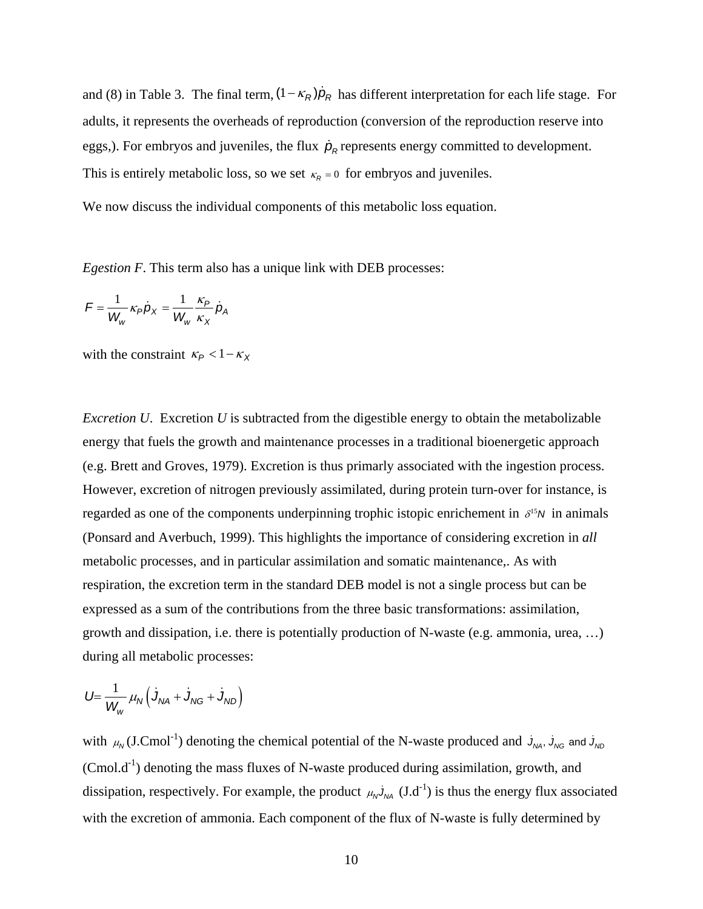and (8) in Table 3. The final term, $(1-\kappa_R)\dot{p}_R$ has different interpretation for each life stage. For adults, it represents the overheads of reproduction (conversion of the reproduction reserve into eggs,). For embryos and juveniles, the flux $\dot{p}_R$ represents energy committed to development. This is entirely metabolic loss, so we set $\kappa_R = 0$ for embryos and juveniles.

We now discuss the individual components of this metabolic loss equation.

*Egestion F*. This term also has a unique link with DEB processes:

$$F = \frac{1}{W_w}\kappa_P \dot{p}_X = \frac{1}{W_w}\frac{\kappa_P}{\kappa_X}\dot{p}_A$$

with the constraint $\kappa_P < 1-\kappa_X$

*Excretion U*. Excretion *U* is subtracted from the digestible energy to obtain the metabolizable energy that fuels the growth and maintenance processes in a traditional bioenergetic approach (e.g. Brett and Groves, 1979). Excretion is thus primarily associated with the ingestion process. However, excretion of nitrogen previously assimilated, during protein turn-over for instance, is regarded as one of the components underpinning trophic istopic enrichement in $\delta^{15}N$ in animals (Ponsard and Averbuch, 1999). This highlights the importance of considering excretion in *all* metabolic processes, and in particular assimilation and somatic maintenance,. As with respiration, the excretion term in the standard DEB model is not a single process but can be expressed as a sum of the contributions from the three basic transformations: assimilation, growth and dissipation, i.e. there is potentially production of N-waste (e.g. ammonia, urea, …) during all metabolic processes:

$$U = \frac{1}{W_w}\mu_N\left(\dot{J}_{NA} + \dot{J}_{NG} + \dot{J}_{ND}\right)$$

with $\mu_N$ (J.Cmol$^{-1}$) denoting the chemical potential of the N-waste produced and $\dot{J}_{NA}$, $\dot{J}_{NG}$ and $\dot{J}_{ND}$ (Cmol.d$^{-1}$) denoting the mass fluxes of N-waste produced during assimilation, growth, and dissipation, respectively. For example, the product $\mu_N \dot{J}_{NA}$ (J.d$^{-1}$) is thus the energy flux associated with the excretion of ammonia. Each component of the flux of N-waste is fully determined by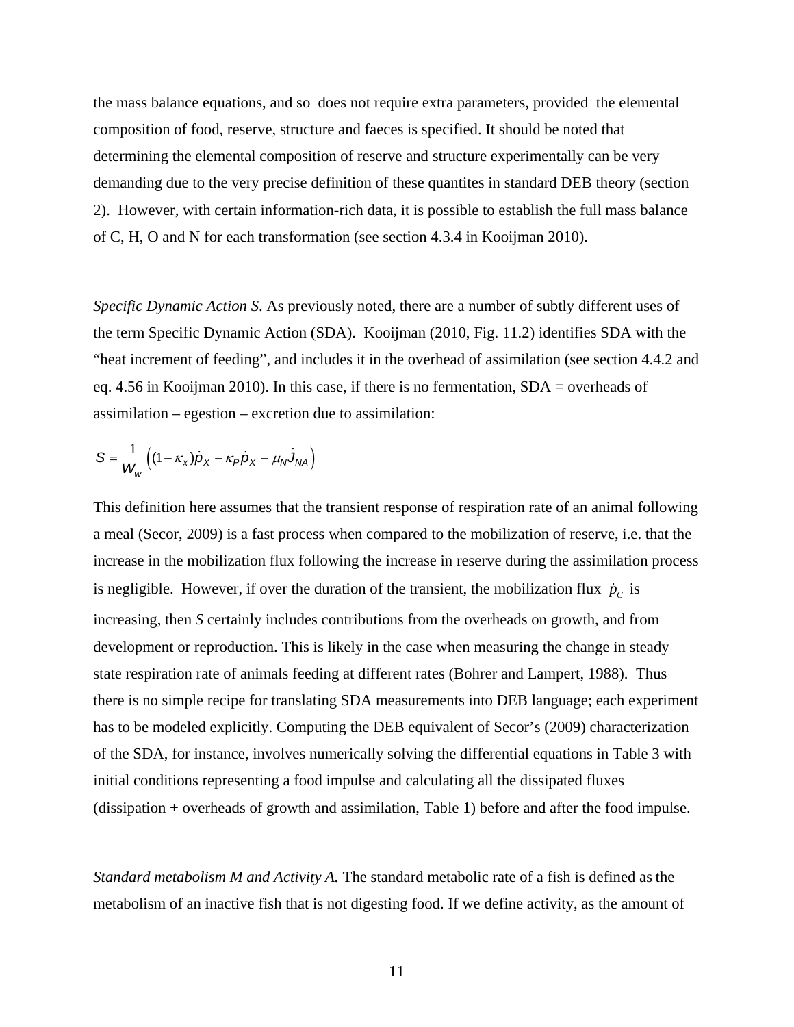the mass balance equations, and so does not require extra parameters, provided the elemental composition of food, reserve, structure and faeces is specified. It should be noted that determining the elemental composition of reserve and structure experimentally can be very demanding due to the very precise definition of these quantites in standard DEB theory (section 2). However, with certain information-rich data, it is possible to establish the full mass balance of C, H, O and N for each transformation (see section 4.3.4 in Kooijman 2010).

*Specific Dynamic Action S*. As previously noted, there are a number of subtly different uses of the term Specific Dynamic Action (SDA). Kooijman (2010, Fig. 11.2) identifies SDA with the "heat increment of feeding", and includes it in the overhead of assimilation (see section 4.4.2 and eq. 4.56 in Kooijman 2010). In this case, if there is no fermentation, SDA = overheads of assimilation – egestion – excretion due to assimilation:

$$S = \frac{1}{W_w}\left((1-\kappa_x)\dot{p}_X - \kappa_P \dot{p}_X - \mu_N \dot{J}_{NA}\right)$$

This definition here assumes that the transient response of respiration rate of an animal following a meal (Secor, 2009) is a fast process when compared to the mobilization of reserve, i.e. that the increase in the mobilization flux following the increase in reserve during the assimilation process is negligible. However, if over the duration of the transient, the mobilization flux $\dot{p}_C$ is increasing, then *S* certainly includes contributions from the overheads on growth, and from development or reproduction. This is likely in the case when measuring the change in steady state respiration rate of animals feeding at different rates (Bohrer and Lampert, 1988). Thus there is no simple recipe for translating SDA measurements into DEB language; each experiment has to be modeled explicitly. Computing the DEB equivalent of Secor's (2009) characterization of the SDA, for instance, involves numerically solving the differential equations in Table 3 with initial conditions representing a food impulse and calculating all the dissipated fluxes (dissipation + overheads of growth and assimilation, Table 1) before and after the food impulse.

*Standard metabolism M and Activity A.* The standard metabolic rate of a fish is defined as the metabolism of an inactive fish that is not digesting food. If we define activity, as the amount of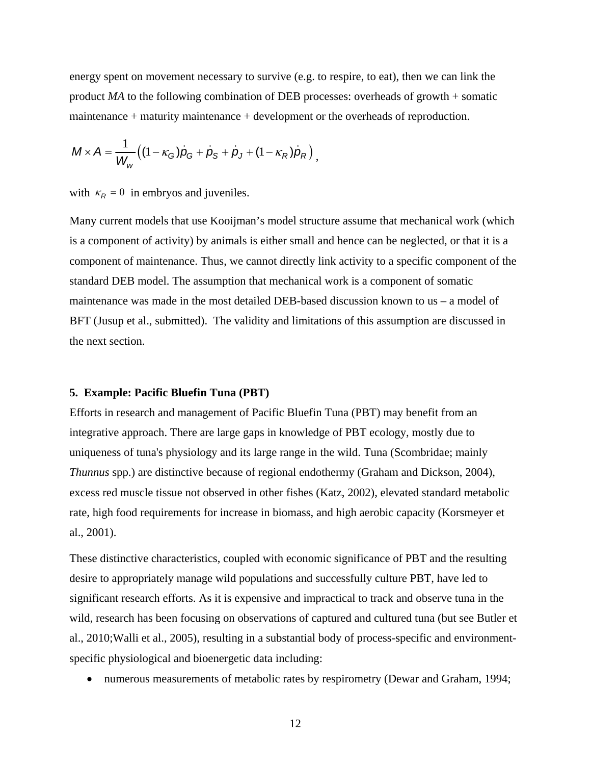energy spent on movement necessary to survive (e.g. to respire, to eat), then we can link the product *MA* to the following combination of DEB processes: overheads of growth + somatic maintenance + maturity maintenance + development or the overheads of reproduction.

$$M \times A = \frac{1}{W_w}\left((1-\kappa_G)\dot{p}_G + \dot{p}_S + \dot{p}_J + (1-\kappa_R)\dot{p}_R\right),$$

with $\kappa_R = 0$ in embryos and juveniles.

Many current models that use Kooijman's model structure assume that mechanical work (which is a component of activity) by animals is either small and hence can be neglected, or that it is a component of maintenance. Thus, we cannot directly link activity to a specific component of the standard DEB model. The assumption that mechanical work is a component of somatic maintenance was made in the most detailed DEB-based discussion known to us – a model of BFT (Jusup et al., submitted). The validity and limitations of this assumption are discussed in the next section.

## 5. Example: Pacific Bluefin Tuna (PBT)

Efforts in research and management of Pacific Bluefin Tuna (PBT) may benefit from an integrative approach. There are large gaps in knowledge of PBT ecology, mostly due to uniqueness of tuna's physiology and its large range in the wild. Tuna (Scombridae; mainly *Thunnus* spp.) are distinctive because of regional endothermy (Graham and Dickson, 2004), excess red muscle tissue not observed in other fishes (Katz, 2002), elevated standard metabolic rate, high food requirements for increase in biomass, and high aerobic capacity (Korsmeyer et al., 2001).

These distinctive characteristics, coupled with economic significance of PBT and the resulting desire to appropriately manage wild populations and successfully culture PBT, have led to significant research efforts. As it is expensive and impractical to track and observe tuna in the wild, research has been focusing on observations of captured and cultured tuna (but see Butler et al., 2010;Walli et al., 2005), resulting in a substantial body of process-specific and environment-specific physiological and bioenergetic data including:

- numerous measurements of metabolic rates by respirometry (Dewar and Graham, 1994;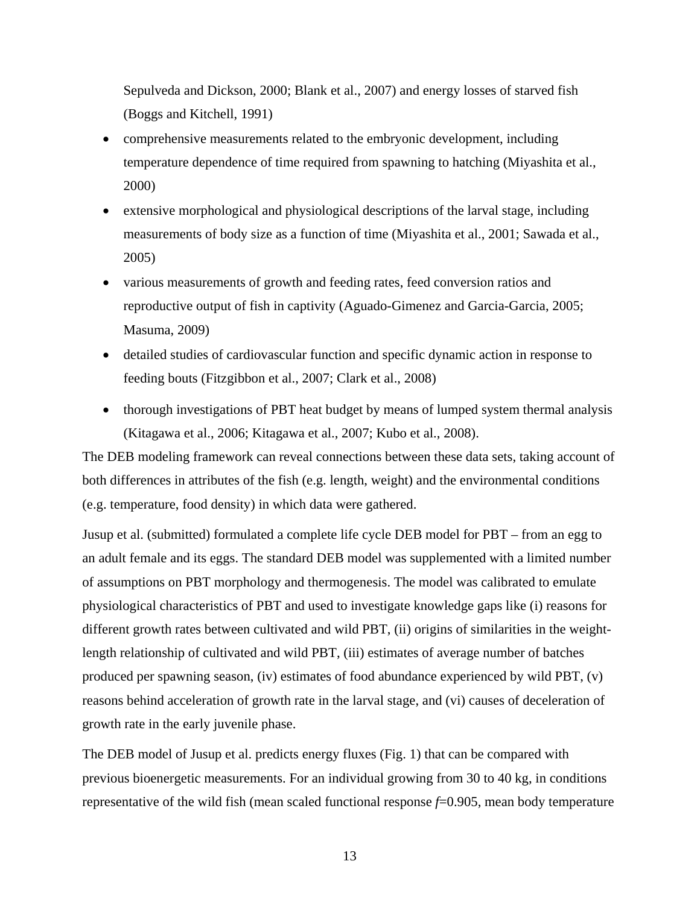Sepulveda and Dickson, 2000; Blank et al., 2007) and energy losses of starved fish (Boggs and Kitchell, 1991)

- comprehensive measurements related to the embryonic development, including temperature dependence of time required from spawning to hatching (Miyashita et al., 2000)
- extensive morphological and physiological descriptions of the larval stage, including measurements of body size as a function of time (Miyashita et al., 2001; Sawada et al., 2005)
- various measurements of growth and feeding rates, feed conversion ratios and reproductive output of fish in captivity (Aguado-Gimenez and Garcia-Garcia, 2005; Masuma, 2009)
- detailed studies of cardiovascular function and specific dynamic action in response to feeding bouts (Fitzgibbon et al., 2007; Clark et al., 2008)
- thorough investigations of PBT heat budget by means of lumped system thermal analysis (Kitagawa et al., 2006; Kitagawa et al., 2007; Kubo et al., 2008).

The DEB modeling framework can reveal connections between these data sets, taking account of both differences in attributes of the fish (e.g. length, weight) and the environmental conditions (e.g. temperature, food density) in which data were gathered.

Jusup et al. (submitted) formulated a complete life cycle DEB model for PBT – from an egg to an adult female and its eggs. The standard DEB model was supplemented with a limited number of assumptions on PBT morphology and thermogenesis. The model was calibrated to emulate physiological characteristics of PBT and used to investigate knowledge gaps like (i) reasons for different growth rates between cultivated and wild PBT, (ii) origins of similarities in the weight-length relationship of cultivated and wild PBT, (iii) estimates of average number of batches produced per spawning season, (iv) estimates of food abundance experienced by wild PBT, (v) reasons behind acceleration of growth rate in the larval stage, and (vi) causes of deceleration of growth rate in the early juvenile phase.

The DEB model of Jusup et al. predicts energy fluxes (Fig. 1) that can be compared with previous bioenergetic measurements. For an individual growing from 30 to 40 kg, in conditions representative of the wild fish (mean scaled functional response $f$=0.905, mean body temperature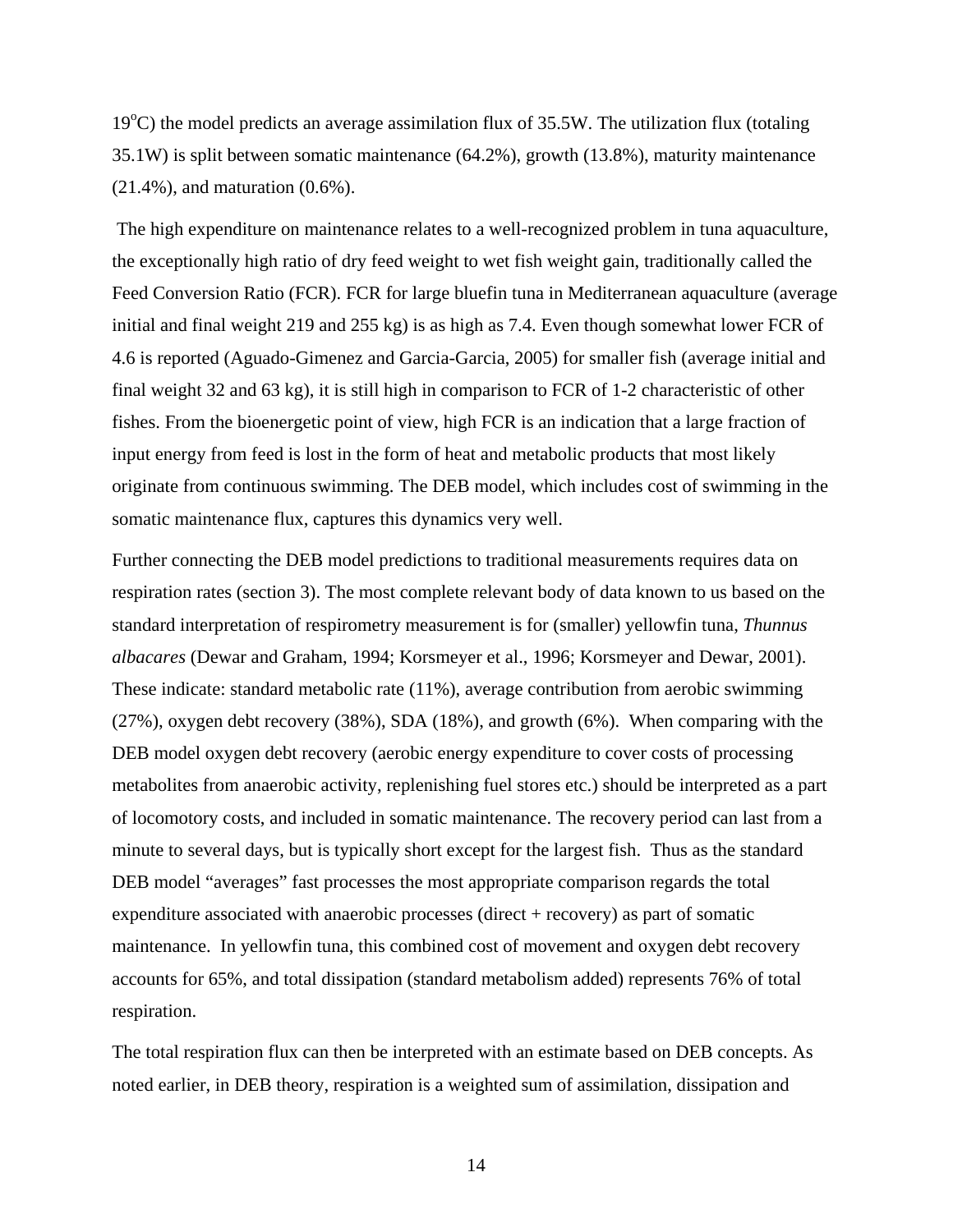19$^{o}$C) the model predicts an average assimilation flux of 35.5W. The utilization flux (totaling 35.1W) is split between somatic maintenance (64.2%), growth (13.8%), maturity maintenance (21.4%), and maturation (0.6%).

The high expenditure on maintenance relates to a well-recognized problem in tuna aquaculture, the exceptionally high ratio of dry feed weight to wet fish weight gain, traditionally called the Feed Conversion Ratio (FCR). FCR for large bluefin tuna in Mediterranean aquaculture (average initial and final weight 219 and 255 kg) is as high as 7.4. Even though somewhat lower FCR of 4.6 is reported (Aguado-Gimenez and Garcia-Garcia, 2005) for smaller fish (average initial and final weight 32 and 63 kg), it is still high in comparison to FCR of 1-2 characteristic of other fishes. From the bioenergetic point of view, high FCR is an indication that a large fraction of input energy from feed is lost in the form of heat and metabolic products that most likely originate from continuous swimming. The DEB model, which includes cost of swimming in the somatic maintenance flux, captures this dynamics very well.

Further connecting the DEB model predictions to traditional measurements requires data on respiration rates (section 3). The most complete relevant body of data known to us based on the standard interpretation of respirometry measurement is for (smaller) yellowfin tuna, *Thunnus albacares* (Dewar and Graham, 1994; Korsmeyer et al., 1996; Korsmeyer and Dewar, 2001). These indicate: standard metabolic rate (11%), average contribution from aerobic swimming (27%), oxygen debt recovery (38%), SDA (18%), and growth (6%). When comparing with the DEB model oxygen debt recovery (aerobic energy expenditure to cover costs of processing metabolites from anaerobic activity, replenishing fuel stores etc.) should be interpreted as a part of locomotory costs, and included in somatic maintenance. The recovery period can last from a minute to several days, but is typically short except for the largest fish. Thus as the standard DEB model "averages" fast processes the most appropriate comparison regards the total expenditure associated with anaerobic processes (direct + recovery) as part of somatic maintenance. In yellowfin tuna, this combined cost of movement and oxygen debt recovery accounts for 65%, and total dissipation (standard metabolism added) represents 76% of total respiration.

The total respiration flux can then be interpreted with an estimate based on DEB concepts. As noted earlier, in DEB theory, respiration is a weighted sum of assimilation, dissipation and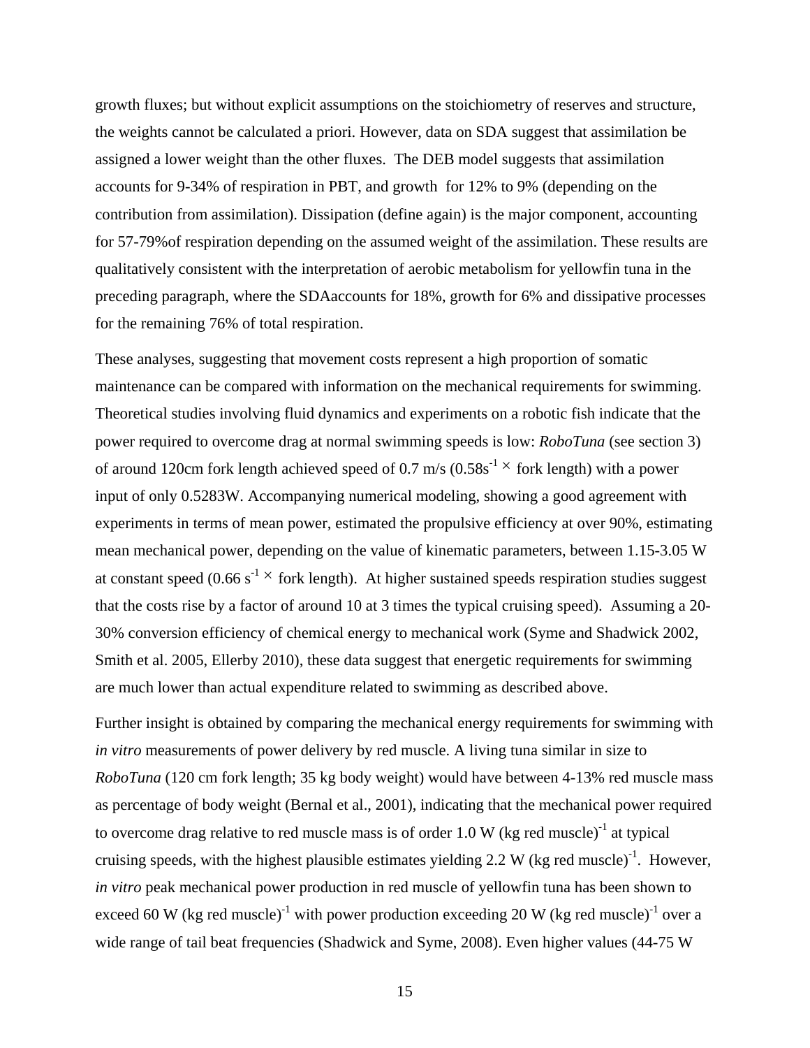growth fluxes; but without explicit assumptions on the stoichiometry of reserves and structure, the weights cannot be calculated a priori. However, data on SDA suggest that assimilation be assigned a lower weight than the other fluxes. The DEB model suggests that assimilation accounts for 9-34% of respiration in PBT, and growth for 12% to 9% (depending on the contribution from assimilation). Dissipation (define again) is the major component, accounting for 57-79%of respiration depending on the assumed weight of the assimilation. These results are qualitatively consistent with the interpretation of aerobic metabolism for yellowfin tuna in the preceding paragraph, where the SDAaccounts for 18%, growth for 6% and dissipative processes for the remaining 76% of total respiration.

These analyses, suggesting that movement costs represent a high proportion of somatic maintenance can be compared with information on the mechanical requirements for swimming. Theoretical studies involving fluid dynamics and experiments on a robotic fish indicate that the power required to overcome drag at normal swimming speeds is low: *RoboTuna* (see section 3) of around 120cm fork length achieved speed of 0.7 m/s ($0.58 s^{-1} \times$ fork length) with a power input of only 0.5283W. Accompanying numerical modeling, showing a good agreement with experiments in terms of mean power, estimated the propulsive efficiency at over 90%, estimating mean mechanical power, depending on the value of kinematic parameters, between 1.15-3.05 W at constant speed ($0.66 s^{-1} \times$ fork length). At higher sustained speeds respiration studies suggest that the costs rise by a factor of around 10 at 3 times the typical cruising speed). Assuming a 20-30% conversion efficiency of chemical energy to mechanical work (Syme and Shadwick 2002, Smith et al. 2005, Ellerby 2010), these data suggest that energetic requirements for swimming are much lower than actual expenditure related to swimming as described above.

Further insight is obtained by comparing the mechanical energy requirements for swimming with *in vitro* measurements of power delivery by red muscle. A living tuna similar in size to *RoboTuna* (120 cm fork length; 35 kg body weight) would have between 4-13% red muscle mass as percentage of body weight (Bernal et al., 2001), indicating that the mechanical power required to overcome drag relative to red muscle mass is of order 1.0 W $(\text{kg red muscle})^{-1}$ at typical cruising speeds, with the highest plausible estimates yielding 2.2 W $(\text{kg red muscle})^{-1}$. However, *in vitro* peak mechanical power production in red muscle of yellowfin tuna has been shown to exceed 60 W $(\text{kg red muscle})^{-1}$ with power production exceeding 20 W $(\text{kg red muscle})^{-1}$ over a wide range of tail beat frequencies (Shadwick and Syme, 2008). Even higher values (44-75 W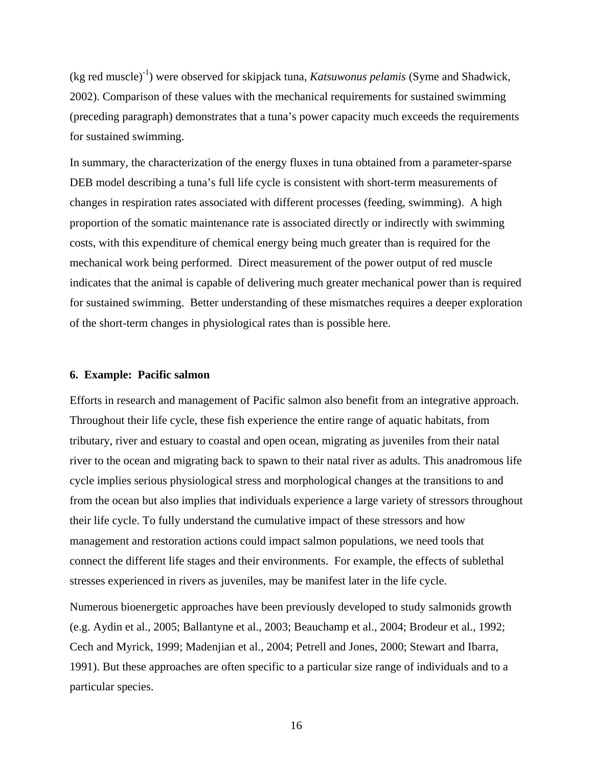(kg red muscle)$^{-1}$) were observed for skipjack tuna, *Katsuwonus pelamis* (Syme and Shadwick, 2002). Comparison of these values with the mechanical requirements for sustained swimming (preceding paragraph) demonstrates that a tuna's power capacity much exceeds the requirements for sustained swimming.

In summary, the characterization of the energy fluxes in tuna obtained from a parameter-sparse DEB model describing a tuna's full life cycle is consistent with short-term measurements of changes in respiration rates associated with different processes (feeding, swimming). A high proportion of the somatic maintenance rate is associated directly or indirectly with swimming costs, with this expenditure of chemical energy being much greater than is required for the mechanical work being performed. Direct measurement of the power output of red muscle indicates that the animal is capable of delivering much greater mechanical power than is required for sustained swimming. Better understanding of these mismatches requires a deeper exploration of the short-term changes in physiological rates than is possible here.

## 6. Example: Pacific salmon

Efforts in research and management of Pacific salmon also benefit from an integrative approach. Throughout their life cycle, these fish experience the entire range of aquatic habitats, from tributary, river and estuary to coastal and open ocean, migrating as juveniles from their natal river to the ocean and migrating back to spawn to their natal river as adults. This anadromous life cycle implies serious physiological stress and morphological changes at the transitions to and from the ocean but also implies that individuals experience a large variety of stressors throughout their life cycle. To fully understand the cumulative impact of these stressors and how management and restoration actions could impact salmon populations, we need tools that connect the different life stages and their environments. For example, the effects of sublethal stresses experienced in rivers as juveniles, may be manifest later in the life cycle.

Numerous bioenergetic approaches have been previously developed to study salmonids growth (e.g. Aydin et al., 2005; Ballantyne et al., 2003; Beauchamp et al., 2004; Brodeur et al., 1992; Cech and Myrick, 1999; Madenjian et al., 2004; Petrell and Jones, 2000; Stewart and Ibarra, 1991). But these approaches are often specific to a particular size range of individuals and to a particular species.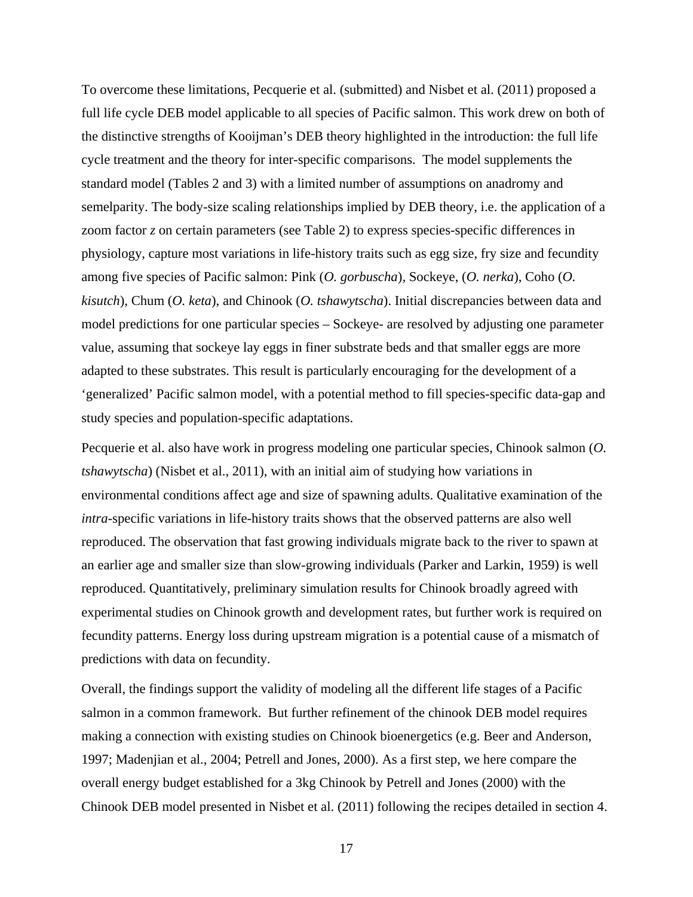To overcome these limitations, Pecquerie et al. (submitted) and Nisbet et al. (2011) proposed a full life cycle DEB model applicable to all species of Pacific salmon. This work drew on both of the distinctive strengths of Kooijman's DEB theory highlighted in the introduction: the full life cycle treatment and the theory for inter-specific comparisons. The model supplements the standard model (Tables 2 and 3) with a limited number of assumptions on anadromy and semelparity. The body-size scaling relationships implied by DEB theory, i.e. the application of a zoom factor *z* on certain parameters (see Table 2) to express species-specific differences in physiology, capture most variations in life-history traits such as egg size, fry size and fecundity among five species of Pacific salmon: Pink (*O. gorbuscha*), Sockeye, (*O. nerka*), Coho (*O. kisutch*), Chum (*O. keta*), and Chinook (*O. tshawytscha*). Initial discrepancies between data and model predictions for one particular species – Sockeye- are resolved by adjusting one parameter value, assuming that sockeye lay eggs in finer substrate beds and that smaller eggs are more adapted to these substrates. This result is particularly encouraging for the development of a 'generalized' Pacific salmon model, with a potential method to fill species-specific data-gap and study species and population-specific adaptations.

Pecquerie et al. also have work in progress modeling one particular species, Chinook salmon (*O. tshawytscha*) (Nisbet et al., 2011), with an initial aim of studying how variations in environmental conditions affect age and size of spawning adults. Qualitative examination of the *intra*-specific variations in life-history traits shows that the observed patterns are also well reproduced. The observation that fast growing individuals migrate back to the river to spawn at an earlier age and smaller size than slow-growing individuals (Parker and Larkin, 1959) is well reproduced. Quantitatively, preliminary simulation results for Chinook broadly agreed with experimental studies on Chinook growth and development rates, but further work is required on fecundity patterns. Energy loss during upstream migration is a potential cause of a mismatch of predictions with data on fecundity.

Overall, the findings support the validity of modeling all the different life stages of a Pacific salmon in a common framework. But further refinement of the chinook DEB model requires making a connection with existing studies on Chinook bioenergetics (e.g. Beer and Anderson, 1997; Madenjian et al., 2004; Petrell and Jones, 2000). As a first step, we here compare the overall energy budget established for a 3kg Chinook by Petrell and Jones (2000) with the Chinook DEB model presented in Nisbet et al. (2011) following the recipes detailed in section 4.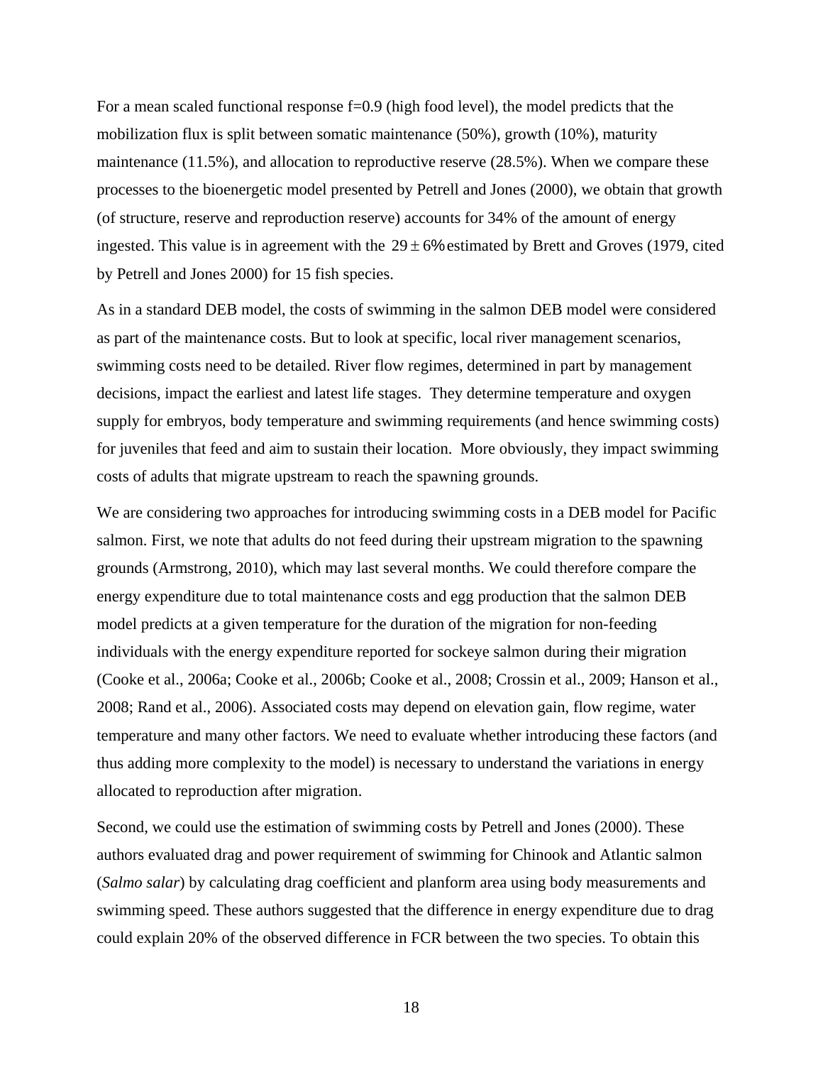For a mean scaled functional response f=0.9 (high food level), the model predicts that the mobilization flux is split between somatic maintenance (50%), growth (10%), maturity maintenance (11.5%), and allocation to reproductive reserve (28.5%). When we compare these processes to the bioenergetic model presented by Petrell and Jones (2000), we obtain that growth (of structure, reserve and reproduction reserve) accounts for 34% of the amount of energy ingested. This value is in agreement with the $29 \pm 6\%$ estimated by Brett and Groves (1979, cited by Petrell and Jones 2000) for 15 fish species.

As in a standard DEB model, the costs of swimming in the salmon DEB model were considered as part of the maintenance costs. But to look at specific, local river management scenarios, swimming costs need to be detailed. River flow regimes, determined in part by management decisions, impact the earliest and latest life stages. They determine temperature and oxygen supply for embryos, body temperature and swimming requirements (and hence swimming costs) for juveniles that feed and aim to sustain their location. More obviously, they impact swimming costs of adults that migrate upstream to reach the spawning grounds.

We are considering two approaches for introducing swimming costs in a DEB model for Pacific salmon. First, we note that adults do not feed during their upstream migration to the spawning grounds (Armstrong, 2010), which may last several months. We could therefore compare the energy expenditure due to total maintenance costs and egg production that the salmon DEB model predicts at a given temperature for the duration of the migration for non-feeding individuals with the energy expenditure reported for sockeye salmon during their migration (Cooke et al., 2006a; Cooke et al., 2006b; Cooke et al., 2008; Crossin et al., 2009; Hanson et al., 2008; Rand et al., 2006). Associated costs may depend on elevation gain, flow regime, water temperature and many other factors. We need to evaluate whether introducing these factors (and thus adding more complexity to the model) is necessary to understand the variations in energy allocated to reproduction after migration.

Second, we could use the estimation of swimming costs by Petrell and Jones (2000). These authors evaluated drag and power requirement of swimming for Chinook and Atlantic salmon (*Salmo salar*) by calculating drag coefficient and planform area using body measurements and swimming speed. These authors suggested that the difference in energy expenditure due to drag could explain 20% of the observed difference in FCR between the two species. To obtain this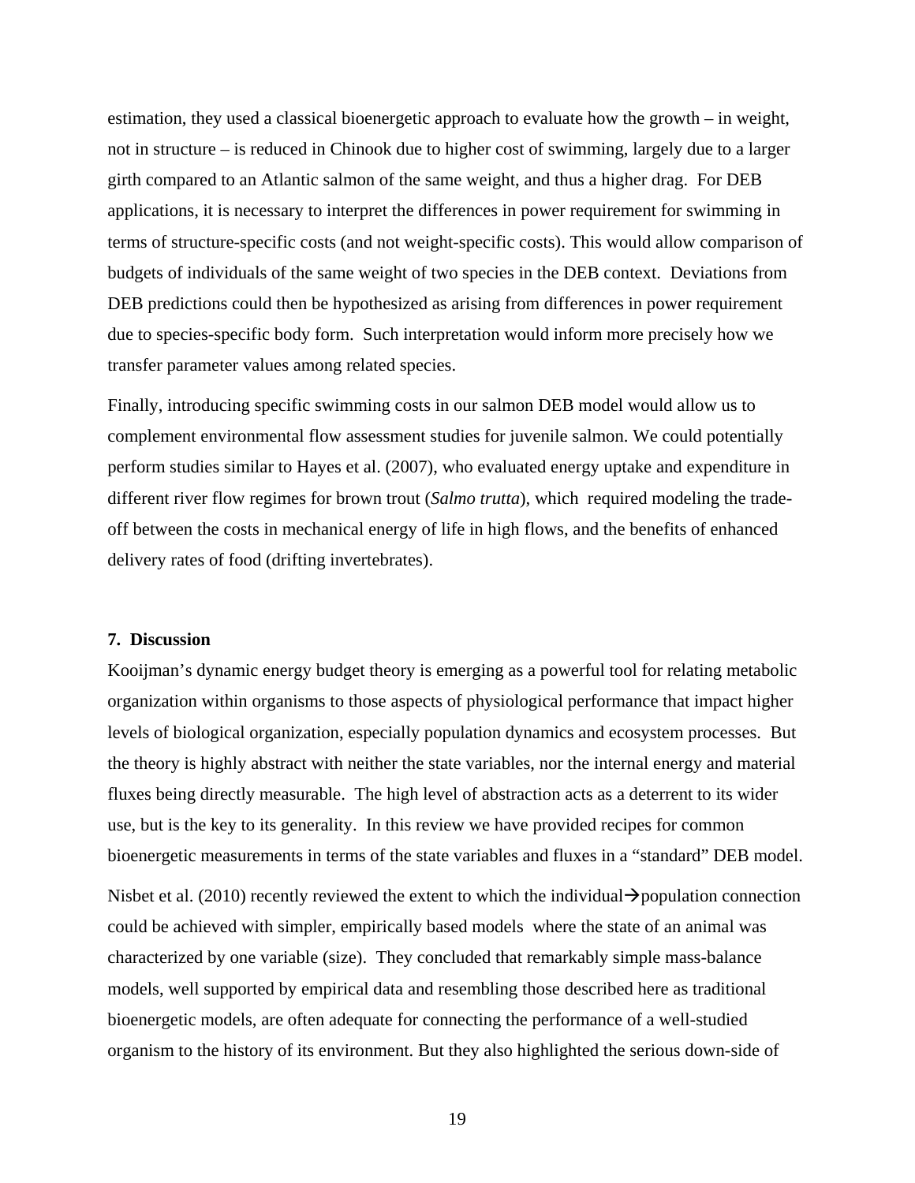estimation, they used a classical bioenergetic approach to evaluate how the growth – in weight, not in structure – is reduced in Chinook due to higher cost of swimming, largely due to a larger girth compared to an Atlantic salmon of the same weight, and thus a higher drag. For DEB applications, it is necessary to interpret the differences in power requirement for swimming in terms of structure-specific costs (and not weight-specific costs). This would allow comparison of budgets of individuals of the same weight of two species in the DEB context. Deviations from DEB predictions could then be hypothesized as arising from differences in power requirement due to species-specific body form. Such interpretation would inform more precisely how we transfer parameter values among related species.

Finally, introducing specific swimming costs in our salmon DEB model would allow us to complement environmental flow assessment studies for juvenile salmon. We could potentially perform studies similar to Hayes et al. (2007), who evaluated energy uptake and expenditure in different river flow regimes for brown trout (*Salmo trutta*), which required modeling the trade-off between the costs in mechanical energy of life in high flows, and the benefits of enhanced delivery rates of food (drifting invertebrates).

## 7. Discussion

Kooijman's dynamic energy budget theory is emerging as a powerful tool for relating metabolic organization within organisms to those aspects of physiological performance that impact higher levels of biological organization, especially population dynamics and ecosystem processes. But the theory is highly abstract with neither the state variables, nor the internal energy and material fluxes being directly measurable. The high level of abstraction acts as a deterrent to its wider use, but is the key to its generality. In this review we have provided recipes for common bioenergetic measurements in terms of the state variables and fluxes in a "standard" DEB model.

Nisbet et al. (2010) recently reviewed the extent to which the individual→population connection could be achieved with simpler, empirically based models where the state of an animal was characterized by one variable (size). They concluded that remarkably simple mass-balance models, well supported by empirical data and resembling those described here as traditional bioenergetic models, are often adequate for connecting the performance of a well-studied organism to the history of its environment. But they also highlighted the serious down-side of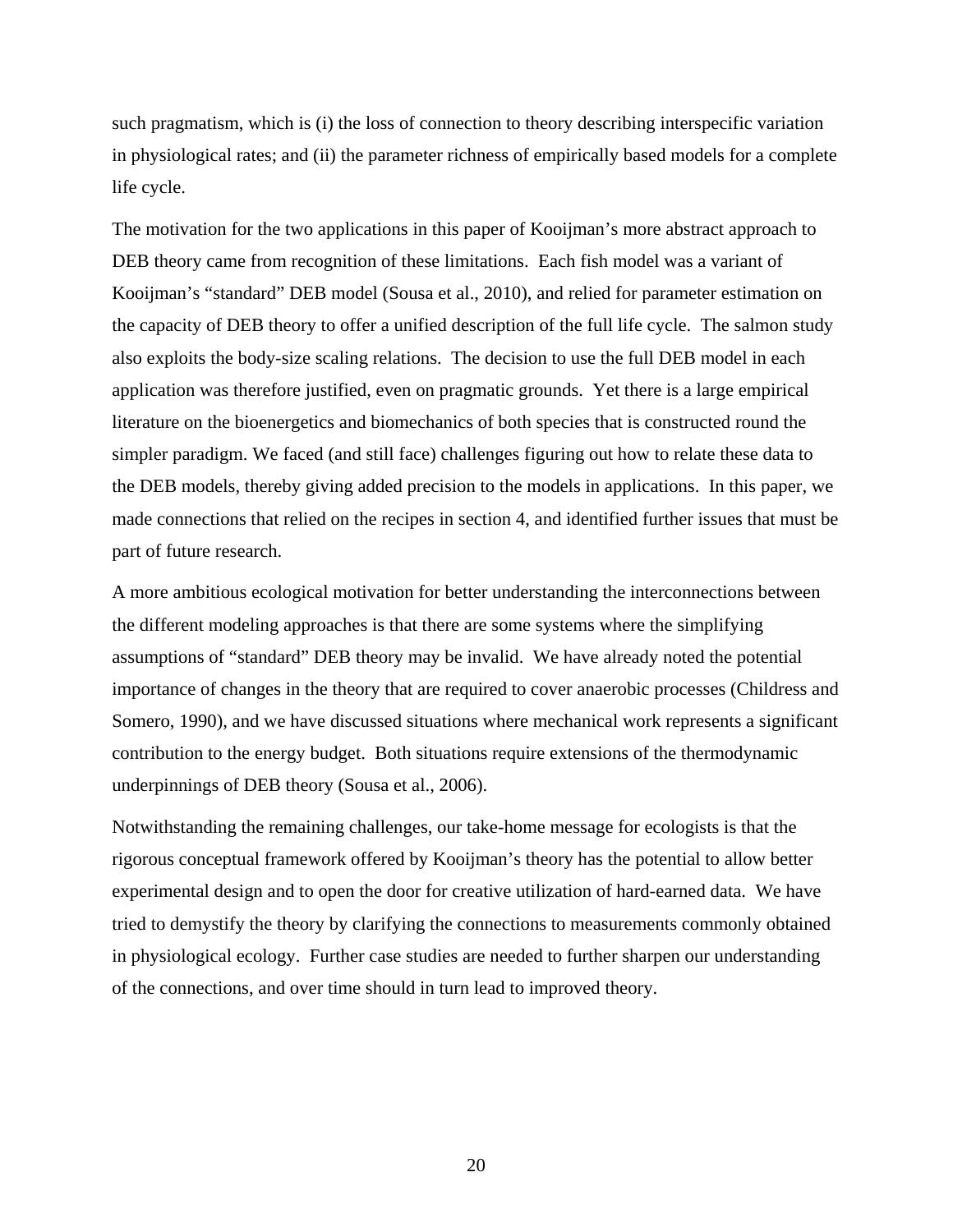such pragmatism, which is (i) the loss of connection to theory describing interspecific variation in physiological rates; and (ii) the parameter richness of empirically based models for a complete life cycle.

The motivation for the two applications in this paper of Kooijman's more abstract approach to DEB theory came from recognition of these limitations. Each fish model was a variant of Kooijman's "standard" DEB model (Sousa et al., 2010), and relied for parameter estimation on the capacity of DEB theory to offer a unified description of the full life cycle. The salmon study also exploits the body-size scaling relations. The decision to use the full DEB model in each application was therefore justified, even on pragmatic grounds. Yet there is a large empirical literature on the bioenergetics and biomechanics of both species that is constructed round the simpler paradigm. We faced (and still face) challenges figuring out how to relate these data to the DEB models, thereby giving added precision to the models in applications. In this paper, we made connections that relied on the recipes in section 4, and identified further issues that must be part of future research.

A more ambitious ecological motivation for better understanding the interconnections between the different modeling approaches is that there are some systems where the simplifying assumptions of "standard" DEB theory may be invalid. We have already noted the potential importance of changes in the theory that are required to cover anaerobic processes (Childress and Somero, 1990), and we have discussed situations where mechanical work represents a significant contribution to the energy budget. Both situations require extensions of the thermodynamic underpinnings of DEB theory (Sousa et al., 2006).

Notwithstanding the remaining challenges, our take-home message for ecologists is that the rigorous conceptual framework offered by Kooijman's theory has the potential to allow better experimental design and to open the door for creative utilization of hard-earned data. We have tried to demystify the theory by clarifying the connections to measurements commonly obtained in physiological ecology. Further case studies are needed to further sharpen our understanding of the connections, and over time should in turn lead to improved theory.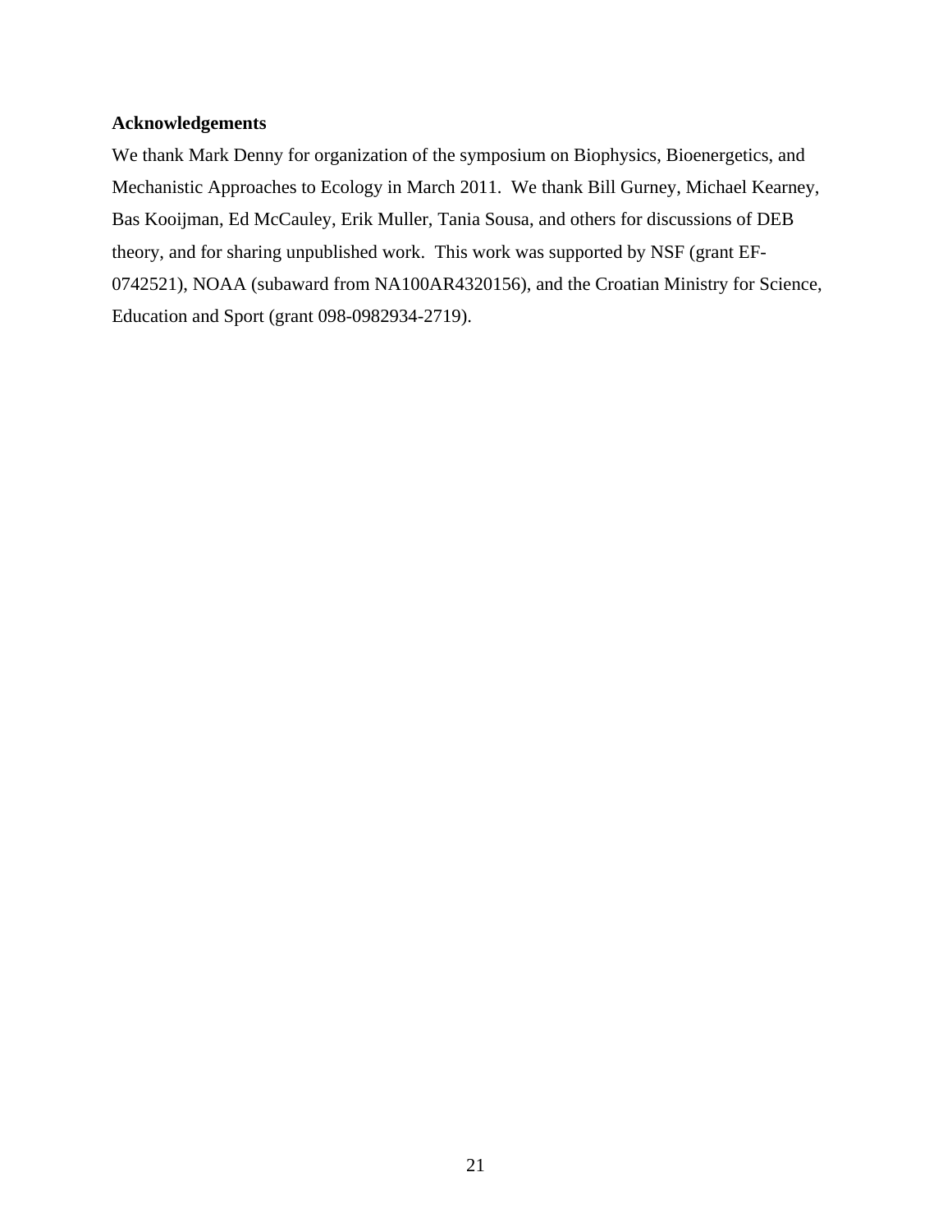**Acknowledgements**

We thank Mark Denny for organization of the symposium on Biophysics, Bioenergetics, and Mechanistic Approaches to Ecology in March 2011. We thank Bill Gurney, Michael Kearney, Bas Kooijman, Ed McCauley, Erik Muller, Tania Sousa, and others for discussions of DEB theory, and for sharing unpublished work. This work was supported by NSF (grant EF-0742521), NOAA (subaward from NA100AR4320156), and the Croatian Ministry for Science, Education and Sport (grant 098-0982934-2719).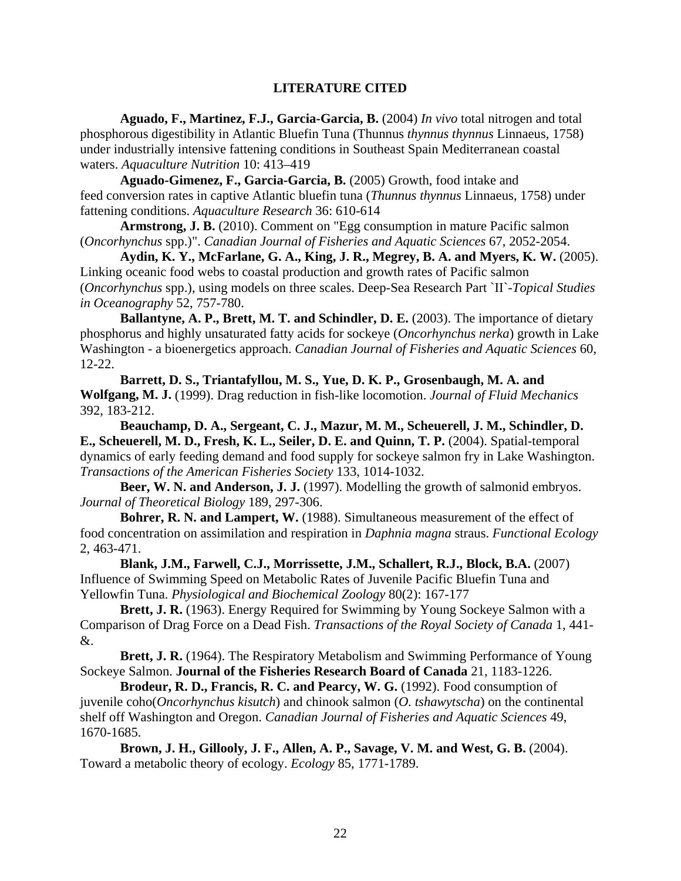## LITERATURE CITED

**Aguado, F., Martinez, F.J., Garcia-Garcia, B.** (2004) *In vivo* total nitrogen and total phosphorous digestibility in Atlantic Bluefin Tuna (Thunnus *thynnus thynnus* Linnaeus, 1758) under industrially intensive fattening conditions in Southeast Spain Mediterranean coastal waters. *Aquaculture Nutrition* 10: 413–419

**Aguado-Gimenez, F., Garcia-Garcia, B.** (2005) Growth, food intake and feed conversion rates in captive Atlantic bluefin tuna (*Thunnus thynnus* Linnaeus, 1758) under fattening conditions. *Aquaculture Research* 36: 610-614

**Armstrong, J. B.** (2010). Comment on "Egg consumption in mature Pacific salmon (*Oncorhynchus* spp.)". *Canadian Journal of Fisheries and Aquatic Sciences* 67, 2052-2054.

**Aydin, K. Y., McFarlane, G. A., King, J. R., Megrey, B. A. and Myers, K. W.** (2005). Linking oceanic food webs to coastal production and growth rates of Pacific salmon (*Oncorhynchus* spp.), using models on three scales. Deep-Sea Research Part `II`-*Topical Studies in Oceanography* 52, 757-780.

**Ballantyne, A. P., Brett, M. T. and Schindler, D. E.** (2003). The importance of dietary phosphorus and highly unsaturated fatty acids for sockeye (*Oncorhynchus nerka*) growth in Lake Washington - a bioenergetics approach. *Canadian Journal of Fisheries and Aquatic Sciences* 60, 12-22.

**Barrett, D. S., Triantafyllou, M. S., Yue, D. K. P., Grosenbaugh, M. A. and Wolfgang, M. J.** (1999). Drag reduction in fish-like locomotion. *Journal of Fluid Mechanics* 392, 183-212.

**Beauchamp, D. A., Sergeant, C. J., Mazur, M. M., Scheuerell, J. M., Schindler, D. E., Scheuerell, M. D., Fresh, K. L., Seiler, D. E. and Quinn, T. P.** (2004). Spatial-temporal dynamics of early feeding demand and food supply for sockeye salmon fry in Lake Washington. *Transactions of the American Fisheries Society* 133, 1014-1032.

**Beer, W. N. and Anderson, J. J.** (1997). Modelling the growth of salmonid embryos. *Journal of Theoretical Biology* 189, 297-306.

**Bohrer, R. N. and Lampert, W.** (1988). Simultaneous measurement of the effect of food concentration on assimilation and respiration in *Daphnia magna* straus. *Functional Ecology* 2, 463-471.

**Blank, J.M., Farwell, C.J., Morrissette, J.M., Schallert, R.J., Block, B.A.** (2007) Influence of Swimming Speed on Metabolic Rates of Juvenile Pacific Bluefin Tuna and Yellowfin Tuna. *Physiological and Biochemical Zoology* 80(2): 167-177

**Brett, J. R.** (1963). Energy Required for Swimming by Young Sockeye Salmon with a Comparison of Drag Force on a Dead Fish. *Transactions of the Royal Society of Canada* 1, 441-&.

**Brett, J. R.** (1964). The Respiratory Metabolism and Swimming Performance of Young Sockeye Salmon. **Journal of the Fisheries Research Board of Canada** 21, 1183-1226.

**Brodeur, R. D., Francis, R. C. and Pearcy, W. G.** (1992). Food consumption of juvenile coho(*Oncorhynchus kisutch*) and chinook salmon (*O. tshawytscha*) on the continental shelf off Washington and Oregon. *Canadian Journal of Fisheries and Aquatic Sciences* 49, 1670-1685.

**Brown, J. H., Gillooly, J. F., Allen, A. P., Savage, V. M. and West, G. B.** (2004). Toward a metabolic theory of ecology. *Ecology* 85, 1771-1789.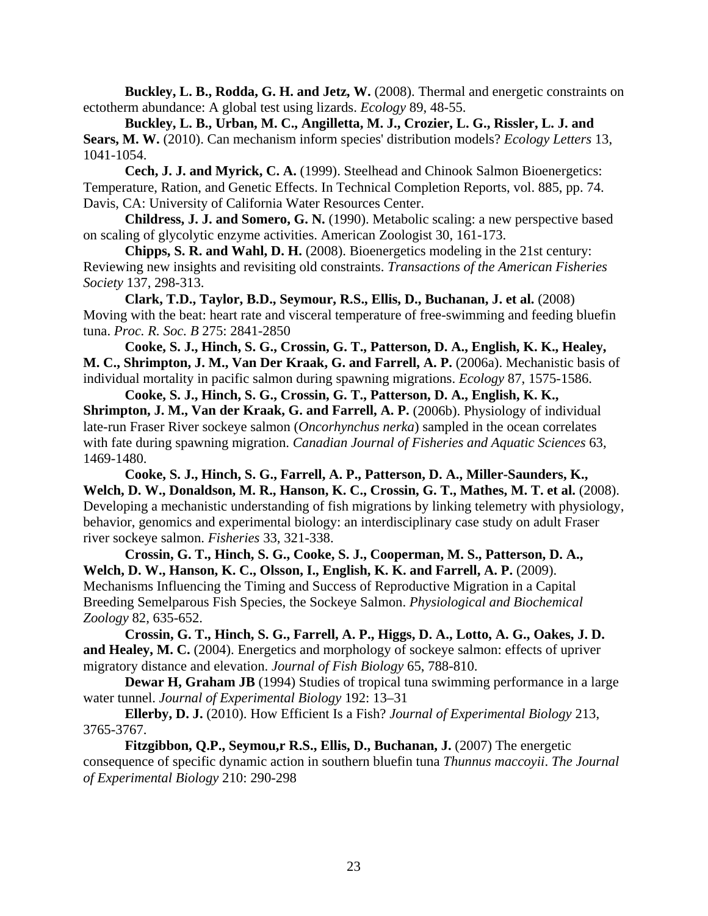**Buckley, L. B., Rodda, G. H. and Jetz, W.** (2008). Thermal and energetic constraints on ectotherm abundance: A global test using lizards. *Ecology* 89, 48-55.

**Buckley, L. B., Urban, M. C., Angilletta, M. J., Crozier, L. G., Rissler, L. J. and Sears, M. W.** (2010). Can mechanism inform species' distribution models? *Ecology Letters* 13, 1041-1054.

**Cech, J. J. and Myrick, C. A.** (1999). Steelhead and Chinook Salmon Bioenergetics: Temperature, Ration, and Genetic Effects. In Technical Completion Reports, vol. 885, pp. 74. Davis, CA: University of California Water Resources Center.

**Childress, J. J. and Somero, G. N.** (1990). Metabolic scaling: a new perspective based on scaling of glycolytic enzyme activities. American Zoologist 30, 161-173.

**Chipps, S. R. and Wahl, D. H.** (2008). Bioenergetics modeling in the 21st century: Reviewing new insights and revisiting old constraints. *Transactions of the American Fisheries Society* 137, 298-313.

**Clark, T.D., Taylor, B.D., Seymour, R.S., Ellis, D., Buchanan, J. et al.** (2008) Moving with the beat: heart rate and visceral temperature of free-swimming and feeding bluefin tuna. *Proc. R. Soc. B* 275: 2841-2850

**Cooke, S. J., Hinch, S. G., Crossin, G. T., Patterson, D. A., English, K. K., Healey, M. C., Shrimpton, J. M., Van Der Kraak, G. and Farrell, A. P.** (2006a). Mechanistic basis of individual mortality in pacific salmon during spawning migrations. *Ecology* 87, 1575-1586.

**Cooke, S. J., Hinch, S. G., Crossin, G. T., Patterson, D. A., English, K. K., Shrimpton, J. M., Van der Kraak, G. and Farrell, A. P.** (2006b). Physiology of individual late-run Fraser River sockeye salmon (*Oncorhynchus nerka*) sampled in the ocean correlates with fate during spawning migration. *Canadian Journal of Fisheries and Aquatic Sciences* 63, 1469-1480.

**Cooke, S. J., Hinch, S. G., Farrell, A. P., Patterson, D. A., Miller-Saunders, K., Welch, D. W., Donaldson, M. R., Hanson, K. C., Crossin, G. T., Mathes, M. T. et al.** (2008). Developing a mechanistic understanding of fish migrations by linking telemetry with physiology, behavior, genomics and experimental biology: an interdisciplinary case study on adult Fraser river sockeye salmon. *Fisheries* 33, 321-338.

**Crossin, G. T., Hinch, S. G., Cooke, S. J., Cooperman, M. S., Patterson, D. A., Welch, D. W., Hanson, K. C., Olsson, I., English, K. K. and Farrell, A. P.** (2009). Mechanisms Influencing the Timing and Success of Reproductive Migration in a Capital Breeding Semelparous Fish Species, the Sockeye Salmon. *Physiological and Biochemical Zoology* 82, 635-652.

**Crossin, G. T., Hinch, S. G., Farrell, A. P., Higgs, D. A., Lotto, A. G., Oakes, J. D. and Healey, M. C.** (2004). Energetics and morphology of sockeye salmon: effects of upriver migratory distance and elevation. *Journal of Fish Biology* 65, 788-810.

**Dewar H, Graham JB** (1994) Studies of tropical tuna swimming performance in a large water tunnel. *Journal of Experimental Biology* 192: 13–31

**Ellerby, D. J.** (2010). How Efficient Is a Fish? *Journal of Experimental Biology* 213, 3765-3767.

**Fitzgibbon, Q.P., Seymou,r R.S., Ellis, D., Buchanan, J.** (2007) The energetic consequence of specific dynamic action in southern bluefin tuna *Thunnus maccoyii*. *The Journal of Experimental Biology* 210: 290-298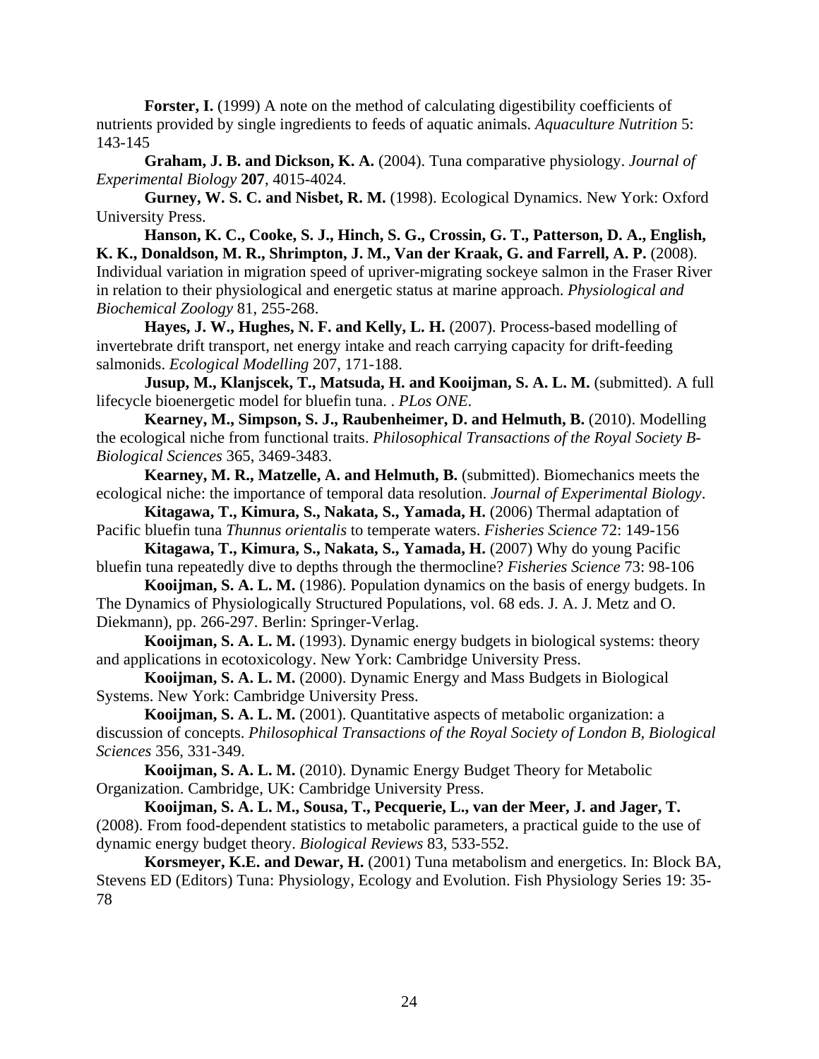**Forster, I.** (1999) A note on the method of calculating digestibility coefficients of nutrients provided by single ingredients to feeds of aquatic animals. *Aquaculture Nutrition* 5: 143-145

**Graham, J. B. and Dickson, K. A.** (2004). Tuna comparative physiology. *Journal of Experimental Biology* **207**, 4015-4024.

**Gurney, W. S. C. and Nisbet, R. M.** (1998). Ecological Dynamics. New York: Oxford University Press.

**Hanson, K. C., Cooke, S. J., Hinch, S. G., Crossin, G. T., Patterson, D. A., English, K. K., Donaldson, M. R., Shrimpton, J. M., Van der Kraak, G. and Farrell, A. P.** (2008). Individual variation in migration speed of upriver-migrating sockeye salmon in the Fraser River in relation to their physiological and energetic status at marine approach. *Physiological and Biochemical Zoology* 81, 255-268.

**Hayes, J. W., Hughes, N. F. and Kelly, L. H.** (2007). Process-based modelling of invertebrate drift transport, net energy intake and reach carrying capacity for drift-feeding salmonids. *Ecological Modelling* 207, 171-188.

**Jusup, M., Klanjscek, T., Matsuda, H. and Kooijman, S. A. L. M.** (submitted). A full lifecycle bioenergetic model for bluefin tuna. . *PLos ONE*.

**Kearney, M., Simpson, S. J., Raubenheimer, D. and Helmuth, B.** (2010). Modelling the ecological niche from functional traits. *Philosophical Transactions of the Royal Society B-Biological Sciences* 365, 3469-3483.

**Kearney, M. R., Matzelle, A. and Helmuth, B.** (submitted). Biomechanics meets the ecological niche: the importance of temporal data resolution. *Journal of Experimental Biology*.

**Kitagawa, T., Kimura, S., Nakata, S., Yamada, H.** (2006) Thermal adaptation of Pacific bluefin tuna *Thunnus orientalis* to temperate waters. *Fisheries Science* 72: 149-156

**Kitagawa, T., Kimura, S., Nakata, S., Yamada, H.** (2007) Why do young Pacific bluefin tuna repeatedly dive to depths through the thermocline? *Fisheries Science* 73: 98-106

**Kooijman, S. A. L. M.** (1986). Population dynamics on the basis of energy budgets. In The Dynamics of Physiologically Structured Populations, vol. 68 eds. J. A. J. Metz and O. Diekmann), pp. 266-297. Berlin: Springer-Verlag.

**Kooijman, S. A. L. M.** (1993). Dynamic energy budgets in biological systems: theory and applications in ecotoxicology. New York: Cambridge University Press.

**Kooijman, S. A. L. M.** (2000). Dynamic Energy and Mass Budgets in Biological Systems. New York: Cambridge University Press.

**Kooijman, S. A. L. M.** (2001). Quantitative aspects of metabolic organization: a discussion of concepts. *Philosophical Transactions of the Royal Society of London B, Biological Sciences* 356, 331-349.

**Kooijman, S. A. L. M.** (2010). Dynamic Energy Budget Theory for Metabolic Organization. Cambridge, UK: Cambridge University Press.

**Kooijman, S. A. L. M., Sousa, T., Pecquerie, L., van der Meer, J. and Jager, T.** (2008). From food-dependent statistics to metabolic parameters, a practical guide to the use of dynamic energy budget theory. *Biological Reviews* 83, 533-552.

**Korsmeyer, K.E. and Dewar, H.** (2001) Tuna metabolism and energetics. In: Block BA, Stevens ED (Editors) Tuna: Physiology, Ecology and Evolution. Fish Physiology Series 19: 35-78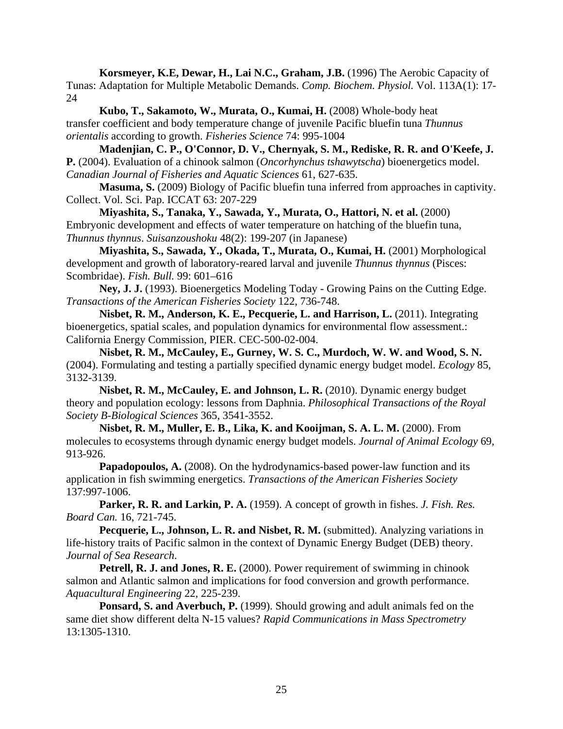**Korsmeyer, K.E, Dewar, H., Lai N.C., Graham, J.B.** (1996) The Aerobic Capacity of Tunas: Adaptation for Multiple Metabolic Demands. *Comp. Biochem. Physiol.* Vol. 113A(1): 17-24

**Kubo, T., Sakamoto, W., Murata, O., Kumai, H.** (2008) Whole-body heat transfer coefficient and body temperature change of juvenile Pacific bluefin tuna *Thunnus orientalis* according to growth. *Fisheries Science* 74: 995-1004

**Madenjian, C. P., O'Connor, D. V., Chernyak, S. M., Rediske, R. R. and O'Keefe, J. P.** (2004). Evaluation of a chinook salmon (*Oncorhynchus tshawytscha*) bioenergetics model. *Canadian Journal of Fisheries and Aquatic Sciences* 61, 627-635.

**Masuma, S.** (2009) Biology of Pacific bluefin tuna inferred from approaches in captivity. Collect. Vol. Sci. Pap. ICCAT 63: 207-229

**Miyashita, S., Tanaka, Y., Sawada, Y., Murata, O., Hattori, N. et al.** (2000) Embryonic development and effects of water temperature on hatching of the bluefin tuna, *Thunnus thynnus*. *Suisanzoushoku* 48(2): 199-207 (in Japanese)

**Miyashita, S., Sawada, Y., Okada, T., Murata, O., Kumai, H.** (2001) Morphological development and growth of laboratory-reared larval and juvenile *Thunnus thynnus* (Pisces: Scombridae). *Fish. Bull.* 99: 601–616

**Ney, J. J.** (1993). Bioenergetics Modeling Today - Growing Pains on the Cutting Edge. *Transactions of the American Fisheries Society* 122, 736-748.

**Nisbet, R. M., Anderson, K. E., Pecquerie, L. and Harrison, L.** (2011). Integrating bioenergetics, spatial scales, and population dynamics for environmental flow assessment.: California Energy Commission, PIER. CEC-500-02-004.

**Nisbet, R. M., McCauley, E., Gurney, W. S. C., Murdoch, W. W. and Wood, S. N.** (2004). Formulating and testing a partially specified dynamic energy budget model. *Ecology* 85, 3132-3139.

**Nisbet, R. M., McCauley, E. and Johnson, L. R.** (2010). Dynamic energy budget theory and population ecology: lessons from Daphnia. *Philosophical Transactions of the Royal Society B-Biological Sciences* 365, 3541-3552.

**Nisbet, R. M., Muller, E. B., Lika, K. and Kooijman, S. A. L. M.** (2000). From molecules to ecosystems through dynamic energy budget models. *Journal of Animal Ecology* 69, 913-926.

**Papadopoulos, A.** (2008). On the hydrodynamics-based power-law function and its application in fish swimming energetics. *Transactions of the American Fisheries Society* 137:997-1006.

**Parker, R. R. and Larkin, P. A.** (1959). A concept of growth in fishes. *J. Fish. Res. Board Can.* 16, 721-745.

**Pecquerie, L., Johnson, L. R. and Nisbet, R. M.** (submitted). Analyzing variations in life-history traits of Pacific salmon in the context of Dynamic Energy Budget (DEB) theory. *Journal of Sea Research*.

**Petrell, R. J. and Jones, R. E.** (2000). Power requirement of swimming in chinook salmon and Atlantic salmon and implications for food conversion and growth performance. *Aquacultural Engineering* 22, 225-239.

**Ponsard, S. and Averbuch, P.** (1999). Should growing and adult animals fed on the same diet show different delta N-15 values? *Rapid Communications in Mass Spectrometry* 13:1305-1310.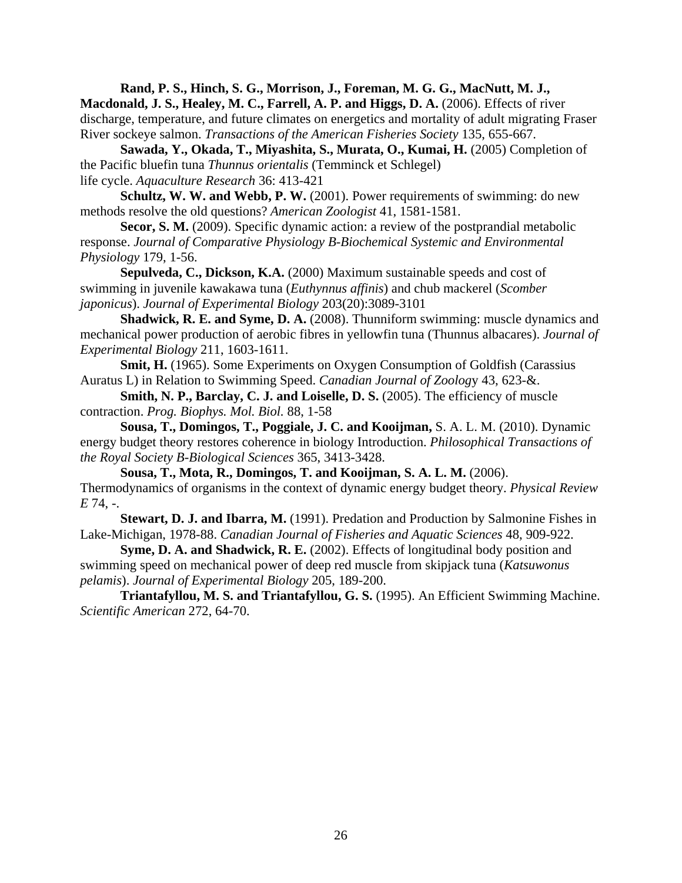**Rand, P. S., Hinch, S. G., Morrison, J., Foreman, M. G. G., MacNutt, M. J., Macdonald, J. S., Healey, M. C., Farrell, A. P. and Higgs, D. A.** (2006). Effects of river discharge, temperature, and future climates on energetics and mortality of adult migrating Fraser River sockeye salmon. *Transactions of the American Fisheries Society* 135, 655-667.

**Sawada, Y., Okada, T., Miyashita, S., Murata, O., Kumai, H.** (2005) Completion of the Pacific bluefin tuna *Thunnus orientalis* (Temminck et Schlegel) life cycle. *Aquaculture Research* 36: 413-421

**Schultz, W. W. and Webb, P. W.** (2001). Power requirements of swimming: do new methods resolve the old questions? *American Zoologist* 41, 1581-1581.

**Secor, S. M.** (2009). Specific dynamic action: a review of the postprandial metabolic response. *Journal of Comparative Physiology B-Biochemical Systemic and Environmental Physiology* 179, 1-56.

**Sepulveda, C., Dickson, K.A.** (2000) Maximum sustainable speeds and cost of swimming in juvenile kawakawa tuna (*Euthynnus affinis*) and chub mackerel (*Scomber japonicus*). *Journal of Experimental Biology* 203(20):3089-3101

**Shadwick, R. E. and Syme, D. A.** (2008). Thunniform swimming: muscle dynamics and mechanical power production of aerobic fibres in yellowfin tuna (Thunnus albacares). *Journal of Experimental Biology* 211, 1603-1611.

**Smit, H.** (1965). Some Experiments on Oxygen Consumption of Goldfish (Carassius Auratus L) in Relation to Swimming Speed. *Canadian Journal of Zoolog*y 43, 623-&.

**Smith, N. P., Barclay, C. J. and Loiselle, D. S.** (2005). The efficiency of muscle contraction. *Prog. Biophys. Mol. Biol.* 88, 1-58

**Sousa, T., Domingos, T., Poggiale, J. C. and Kooijman,** S. A. L. M. (2010). Dynamic energy budget theory restores coherence in biology Introduction. *Philosophical Transactions of the Royal Society B-Biological Sciences* 365, 3413-3428.

**Sousa, T., Mota, R., Domingos, T. and Kooijman, S. A. L. M.** (2006). Thermodynamics of organisms in the context of dynamic energy budget theory. *Physical Review E* 74, -.

**Stewart, D. J. and Ibarra, M.** (1991). Predation and Production by Salmonine Fishes in Lake-Michigan, 1978-88. *Canadian Journal of Fisheries and Aquatic Sciences* 48, 909-922.

**Syme, D. A. and Shadwick, R. E.** (2002). Effects of longitudinal body position and swimming speed on mechanical power of deep red muscle from skipjack tuna (*Katsuwonus pelamis*). *Journal of Experimental Biology* 205, 189-200.

**Triantafyllou, M. S. and Triantafyllou, G. S.** (1995). An Efficient Swimming Machine. *Scientific American* 272, 64-70.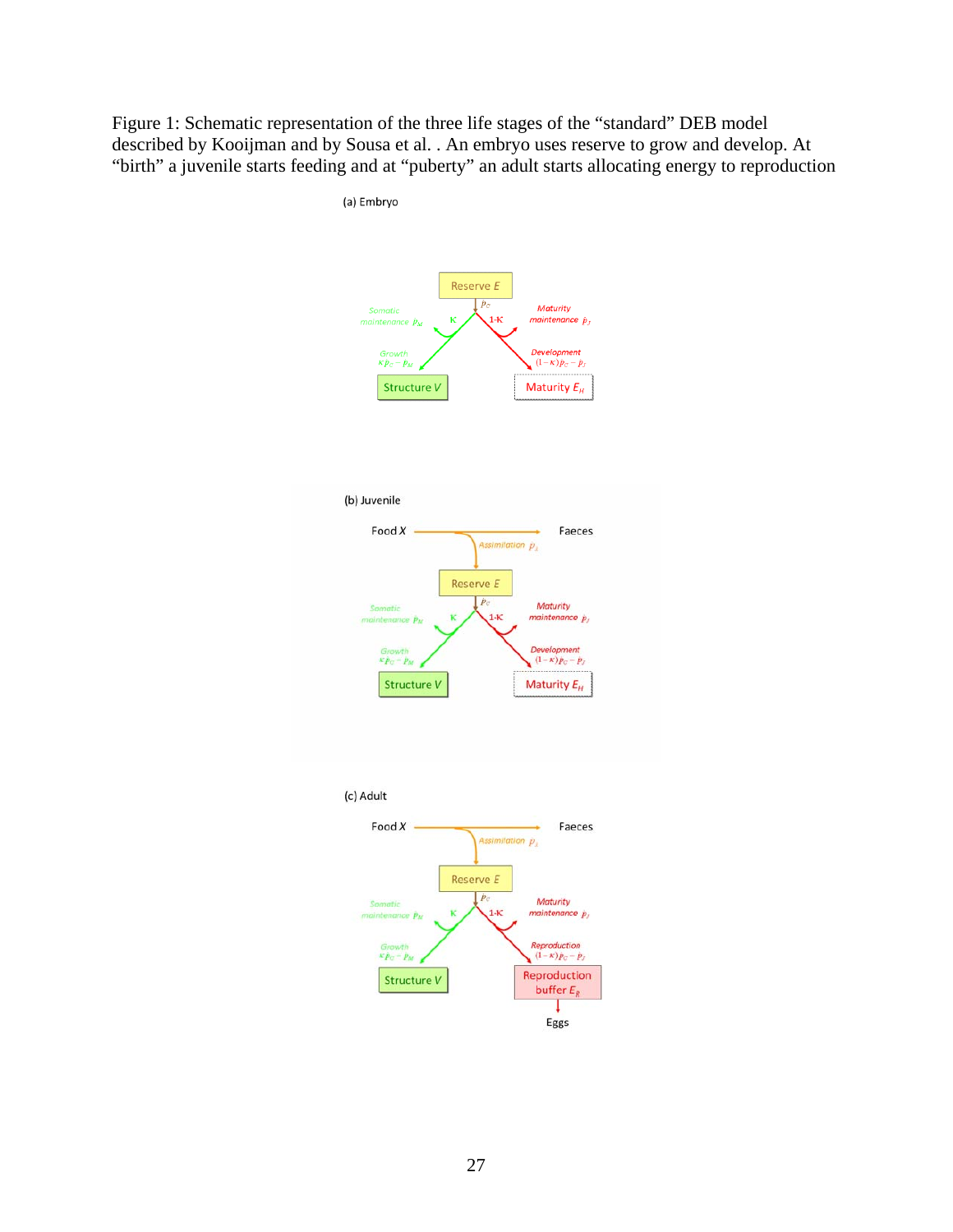Figure 1: Schematic representation of the three life stages of the "standard" DEB model described by Kooijman and by Sousa et al. . An embryo uses reserve to grow and develop. At "birth" a juvenile starts feeding and at "puberty" an adult starts allocating energy to reproduction

(a) Embryo

Reserve $E$

$\dot{p}_C$

Somatic maintenance $\dot{p}_M$

$\kappa$

$1-\kappa$

Maturity maintenance $\dot{p}_J$

Growth $\kappa\dot{p}_C - \dot{p}_M$

Development $(1-\kappa)\dot{p}_C - \dot{p}_J$

Structure $V$

Maturity $E_H$

(b) Juvenile

Food $X$

Faeces

Assimilation $\dot{p}_A$

Reserve $E$

$\dot{p}_C$

Somatic maintenance $\dot{p}_M$

$\kappa$

$1-\kappa$

Maturity maintenance $\dot{p}_J$

Growth $\kappa\dot{p}_C - \dot{p}_M$

Development $(1-\kappa)\dot{p}_C - \dot{p}_J$

Structure $V$

Maturity $E_H$

(c) Adult

Food $X$

Faeces

Assimilation $\dot{p}_A$

Reserve $E$

$\dot{p}_C$

Somatic maintenance $\dot{p}_M$

$\kappa$

$1-\kappa$

Maturity maintenance $\dot{p}_J$

Growth $\kappa\dot{p}_C - \dot{p}_M$

Reproduction $(1-\kappa)\dot{p}_C - \dot{p}_J$

Structure $V$

Reproduction buffer $E_R$

Eggs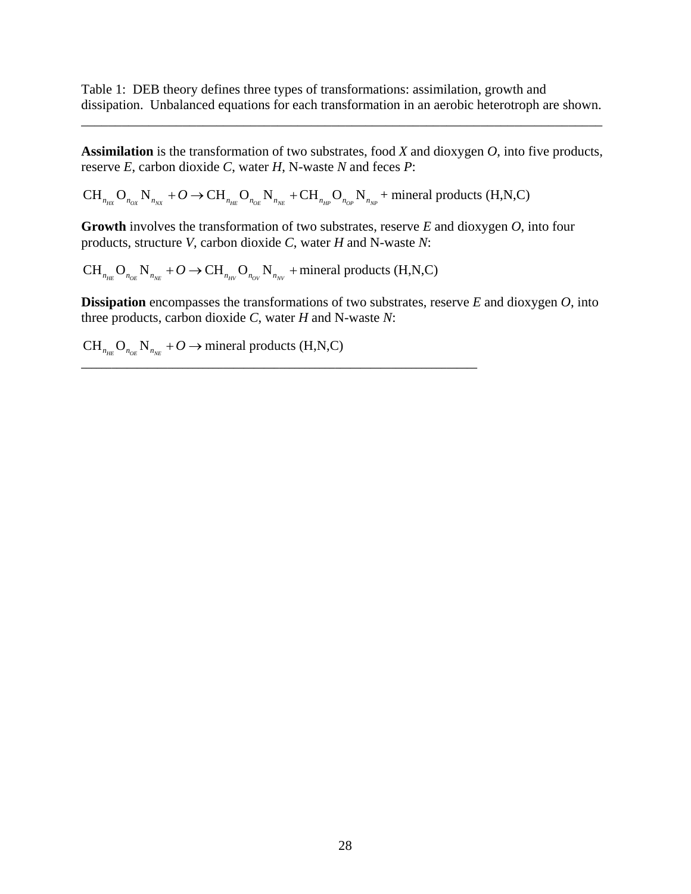Table 1: DEB theory defines three types of transformations: assimilation, growth and dissipation. Unbalanced equations for each transformation in an aerobic heterotroph are shown.

---

**Assimilation** is the transformation of two substrates, food *X* and dioxygen *O*, into five products, reserve *E*, carbon dioxide *C*, water *H*, N-waste *N* and feces *P*:

$$\mathrm{CH}_{n_{HX}}\mathrm{O}_{n_{OX}}\mathrm{N}_{n_{NX}} + O \rightarrow \mathrm{CH}_{n_{HE}}\mathrm{O}_{n_{OE}}\mathrm{N}_{n_{NE}} + \mathrm{CH}_{n_{HP}}\mathrm{O}_{n_{OP}}\mathrm{N}_{n_{NP}} + \text{mineral products (H,N,C)}$$

**Growth** involves the transformation of two substrates, reserve *E* and dioxygen *O*, into four products, structure *V*, carbon dioxide *C*, water *H* and N-waste *N*:

$$\mathrm{CH}_{n_{HE}}\mathrm{O}_{n_{OE}}\mathrm{N}_{n_{NE}} + O \rightarrow \mathrm{CH}_{n_{HV}}\mathrm{O}_{n_{OV}}\mathrm{N}_{n_{NV}} + \text{mineral products (H,N,C)}$$

**Dissipation** encompasses the transformations of two substrates, reserve *E* and dioxygen *O*, into three products, carbon dioxide *C*, water *H* and N-waste *N*:

$$\mathrm{CH}_{n_{HE}}\mathrm{O}_{n_{OE}}\mathrm{N}_{n_{NE}} + O \rightarrow \text{mineral products (H,N,C)}$$

---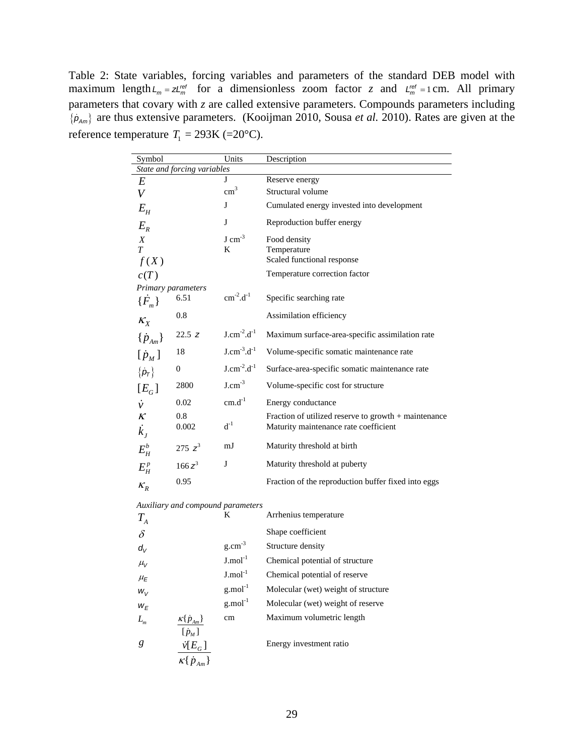Table 2: State variables, forcing variables and parameters of the standard DEB model with maximum length $L_m = zL_m^{ref}$ for a dimensionless zoom factor $z$ and $L_m^{ref} = 1$ cm. All primary parameters that covary with $z$ are called extensive parameters. Compounds parameters including $\{\dot{p}_{Am}\}$ are thus extensive parameters. (Kooijman 2010, Sousa *et al.* 2010). Rates are given at the reference temperature $T_1$ = 293K (=20°C).

| Symbol | | Units | Description |
|---|---|---|---|
| *State and forcing variables* | | | |
| $E$ | | J | Reserve energy |
| $V$ | | $cm^3$ | Structural volume |
| $E_H$ | | J | Cumulated energy invested into development |
| $E_R$ | | J | Reproduction buffer energy |
| $X$ | | $J\ cm^{-3}$ | Food density |
| $T$ | | K | Temperature |
| $f(X)$ | | | Scaled functional response |
| $c(T)$ | | | Temperature correction factor |
| *Primary parameters* | | | |
| $\{\dot{F}_m\}$ | 6.51 | $cm^{-2}.d^{-1}$ | Specific searching rate |
| $\kappa_X$ | 0.8 | | Assimilation efficiency |
| $\{\dot{p}_{Am}\}$ | 22.5 $z$ | $J.cm^{-2}.d^{-1}$ | Maximum surface-area-specific assimilation rate |
| $[\dot{p}_M]$ | 18 | $J.cm^{-3}.d^{-1}$ | Volume-specific somatic maintenance rate |
| $\{\dot{p}_T\}$ | 0 | $J.cm^{-2}.d^{-1}$ | Surface-area-specific somatic maintenance rate |
| $[E_G]$ | 2800 | $J.cm^{-3}$ | Volume-specific cost for structure |
| $\dot{v}$ | 0.02 | $cm.d^{-1}$ | Energy conductance |
| $\kappa$ | 0.8 | | Fraction of utilized reserve to growth + maintenance |
| $\dot{k}_J$ | 0.002 | $d^{-1}$ | Maturity maintenance rate coefficient |
| $E_H^b$ | 275 $z^3$ | mJ | Maturity threshold at birth |
| $E_H^p$ | 166 $z^3$ | J | Maturity threshold at puberty |
| $\kappa_R$ | 0.95 | | Fraction of the reproduction buffer fixed into eggs |
| *Auxiliary and compound parameters* | | | |
| $T_A$ | | K | Arrhenius temperature |
| $\delta$ | | | Shape coefficient |
| $d_V$ | | $g.cm^{-3}$ | Structure density |
| $\mu_V$ | | $J.mol^{-1}$ | Chemical potential of structure |
| $\mu_E$ | | $J.mol^{-1}$ | Chemical potential of reserve |
| $w_V$ | | $g.mol^{-1}$ | Molecular (wet) weight of structure |
| $w_E$ | | $g.mol^{-1}$ | Molecular (wet) weight of reserve |
| $L_m$ | $\frac{\kappa\{\dot{p}_{Am}\}}{[\dot{p}_M]}$ | cm | Maximum volumetric length |
| $g$ | $\frac{\dot{v}[E_G]}{\kappa\{\dot{p}_{Am}\}}$ | | Energy investment ratio |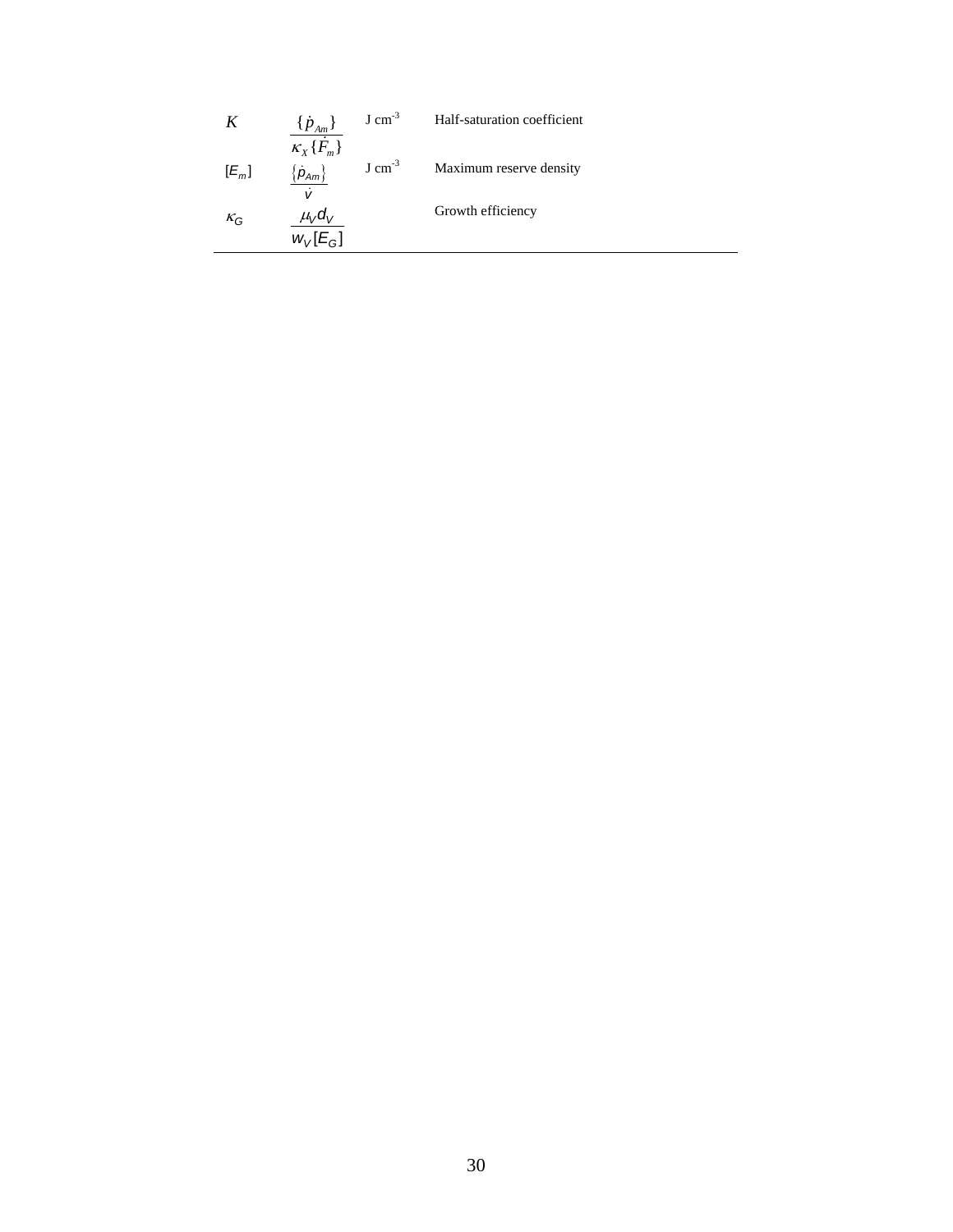| | | | |
|---|---|---|---|
| $K$ | $\frac{\{\dot{p}_{Am}\}}{\kappa_X \{\dot{F}_m\}}$ | J cm$^{-3}$ | Half-saturation coefficient |
| $[E_m]$ | $\frac{\{\dot{p}_{Am}\}}{\dot{v}}$ | J cm$^{-3}$ | Maximum reserve density |
| $\kappa_G$ | $\frac{\mu_V d_V}{w_V [E_G]}$ | | Growth efficiency |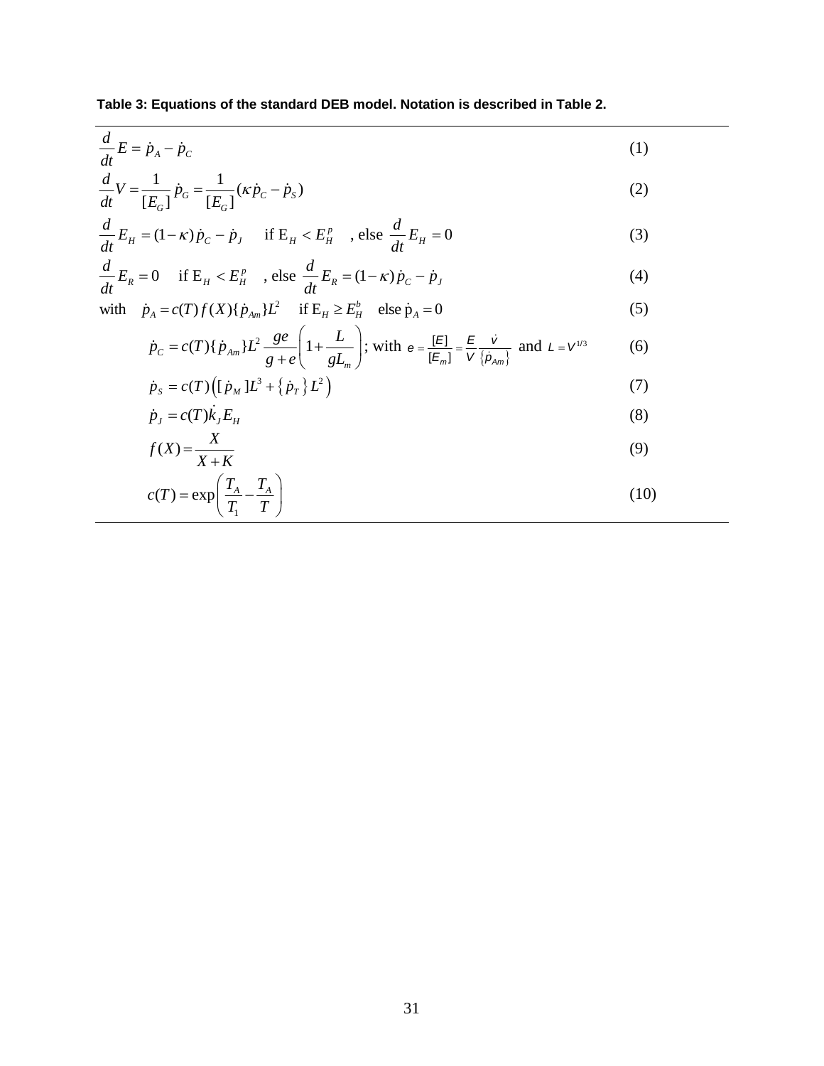**Table 3: Equations of the standard DEB model. Notation is described in Table 2.**

$$\frac{d}{dt}E = \dot{p}_A - \dot{p}_C \tag{1}$$

$$\frac{d}{dt}V = \frac{1}{[E_G]}\dot{p}_G = \frac{1}{[E_G]}(\kappa\dot{p}_C - \dot{p}_S) \tag{2}$$

$$\frac{d}{dt}E_H = (1-\kappa)\dot{p}_C - \dot{p}_J \quad \text{if } E_H < E_H^p \quad \text{, else } \frac{d}{dt}E_H = 0 \tag{3}$$

$$\frac{d}{dt}E_R = 0 \quad \text{if } E_H < E_H^p \quad \text{, else } \frac{d}{dt}E_R = (1-\kappa)\dot{p}_C - \dot{p}_J \tag{4}$$

with

$$\dot{p}_A = c(T) f(X)\{\dot{p}_{Am}\}L^2 \quad \text{if } E_H \geq E_H^b \quad \text{else } \dot{p}_A = 0 \tag{5}$$

$$\dot{p}_C = c(T)\{\dot{p}_{Am}\}L^2 \frac{ge}{g+e}\left(1+\frac{L}{gL_m}\right); \text{ with } e = \frac{[E]}{[E_m]} = \frac{E}{V}\frac{\dot{v}}{\{\dot{p}_{Am}\}} \text{ and } L = V^{1/3} \tag{6}$$

$$\dot{p}_S = c(T)\left([\dot{p}_M]L^3 + \{\dot{p}_T\}L^2\right) \tag{7}$$

$$\dot{p}_J = c(T)\dot{k}_J E_H \tag{8}$$

$$f(X) = \frac{X}{X+K} \tag{9}$$

$$c(T) = \exp\left(\frac{T_A}{T_1} - \frac{T_A}{T}\right) \tag{10}$$